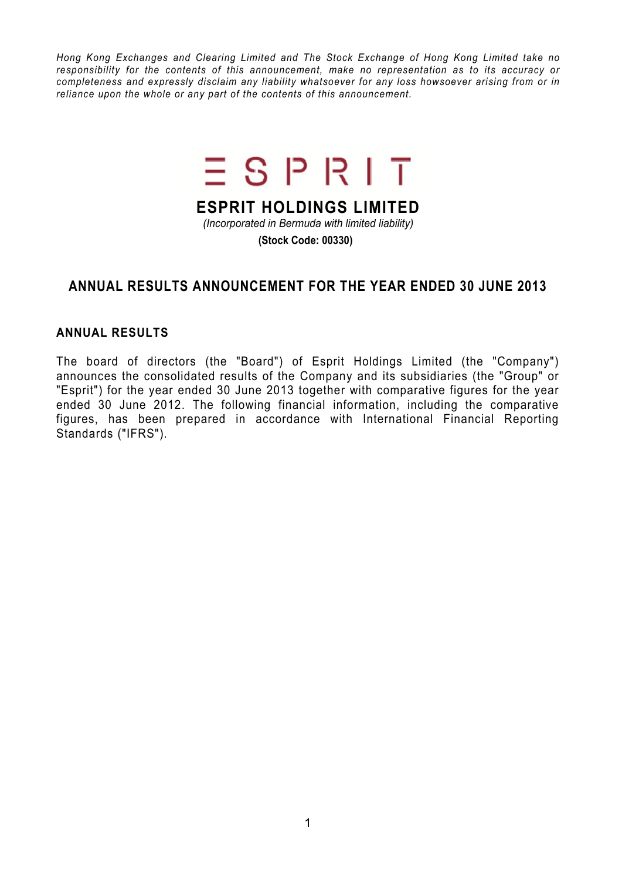*Hong Kong Exchanges and Clearing Limited and The Stock Exchange of Hong Kong Limited take no responsibility for the contents of this announcement, make no representation as to its accuracy or completeness and expressly disclaim any liability whatsoever for any loss howsoever arising from or in reliance upon the whole or any part of the contents of this announcement.*

ESPRIT

# ESPRIT HOLDINGS LIMITED

*(Incorporated in Bermuda with limited liability)*

**(Stock Code: 00330)**

## ANNUAL RESULTS ANNOUNCEMENT FOR THE YEAR ENDED 30 JUNE 2013

### ANNUAL RESULTS

The board of directors (the "Board") of Esprit Holdings Limited (the "Company") announces the consolidated results of the Company and its subsidiaries (the "Group" or "Esprit") for the year ended 30 June 2013 together with comparative figures for the year ended 30 June 2012. The following financial information, including the comparative figures, has been prepared in accordance with International Financial Reporting Standards ("IFRS").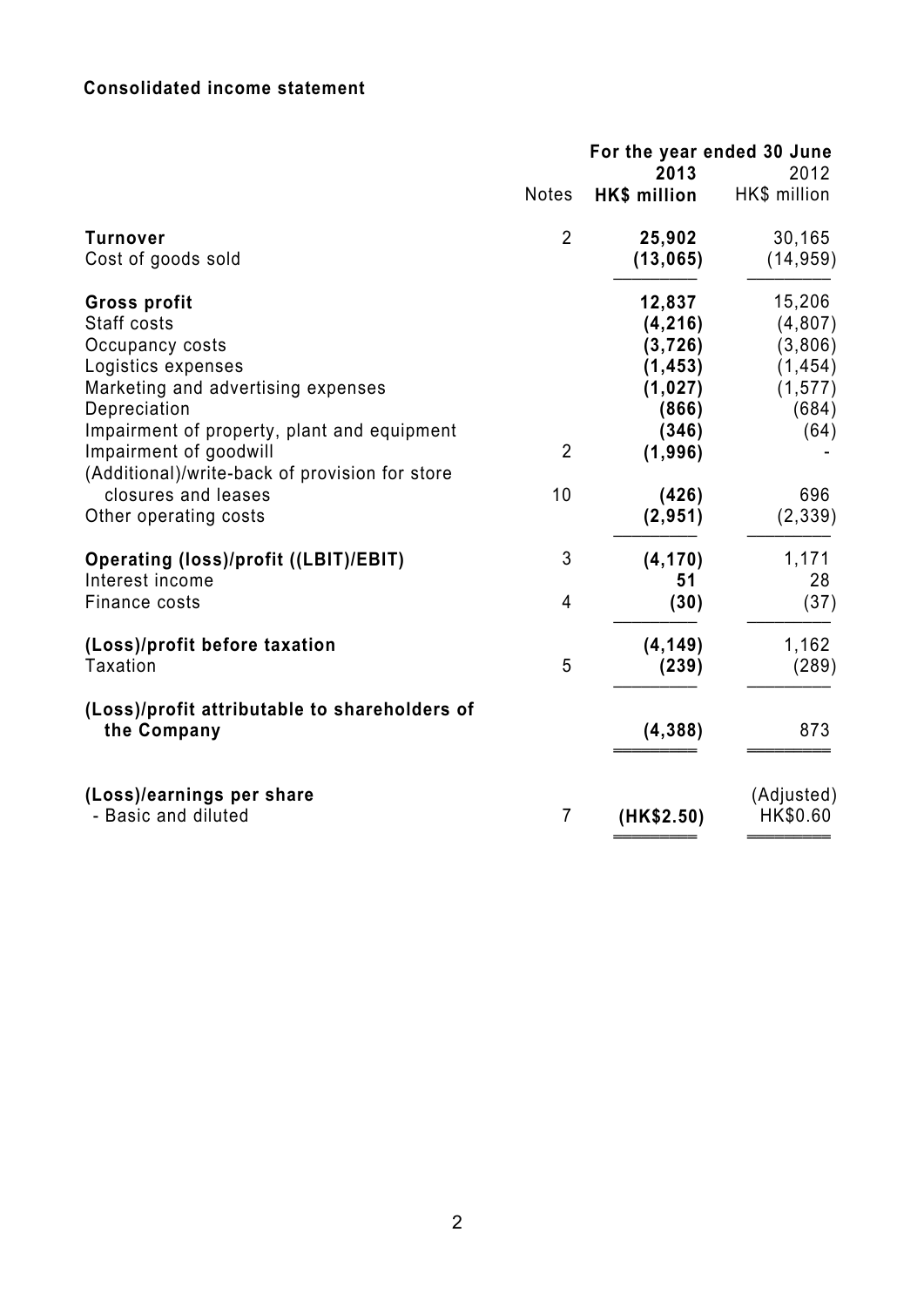**Consolidated income statement**

| | Notes | For the year ended 30 June 2013 HK$ million | 2012 HK$ million |
|---|---|---|---|
| **Turnover** | 2 | **25,902** | 30,165 |
| Cost of goods sold | | **(13,065)** | (14,959) |
| **Gross profit** | | **12,837** | 15,206 |
| Staff costs | | **(4,216)** | (4,807) |
| Occupancy costs | | **(3,726)** | (3,806) |
| Logistics expenses | | **(1,453)** | (1,454) |
| Marketing and advertising expenses | | **(1,027)** | (1,577) |
| Depreciation | | **(866)** | (684) |
| Impairment of property, plant and equipment | | **(346)** | (64) |
| Impairment of goodwill | 2 | **(1,996)** | - |
| (Additional)/write-back of provision for store closures and leases | 10 | **(426)** | 696 |
| Other operating costs | | **(2,951)** | (2,339) |
| **Operating (loss)/profit ((LBIT)/EBIT)** | 3 | **(4,170)** | 1,171 |
| Interest income | | **51** | 28 |
| Finance costs | 4 | **(30)** | (37) |
| **(Loss)/profit before taxation** | | **(4,149)** | 1,162 |
| Taxation | 5 | **(239)** | (289) |
| **(Loss)/profit attributable to shareholders of the Company** | | **(4,388)** | 873 |
| **(Loss)/earnings per share** | | | (Adjusted) |
| - Basic and diluted | 7 | **(HK$2.50)** | HK$0.60 |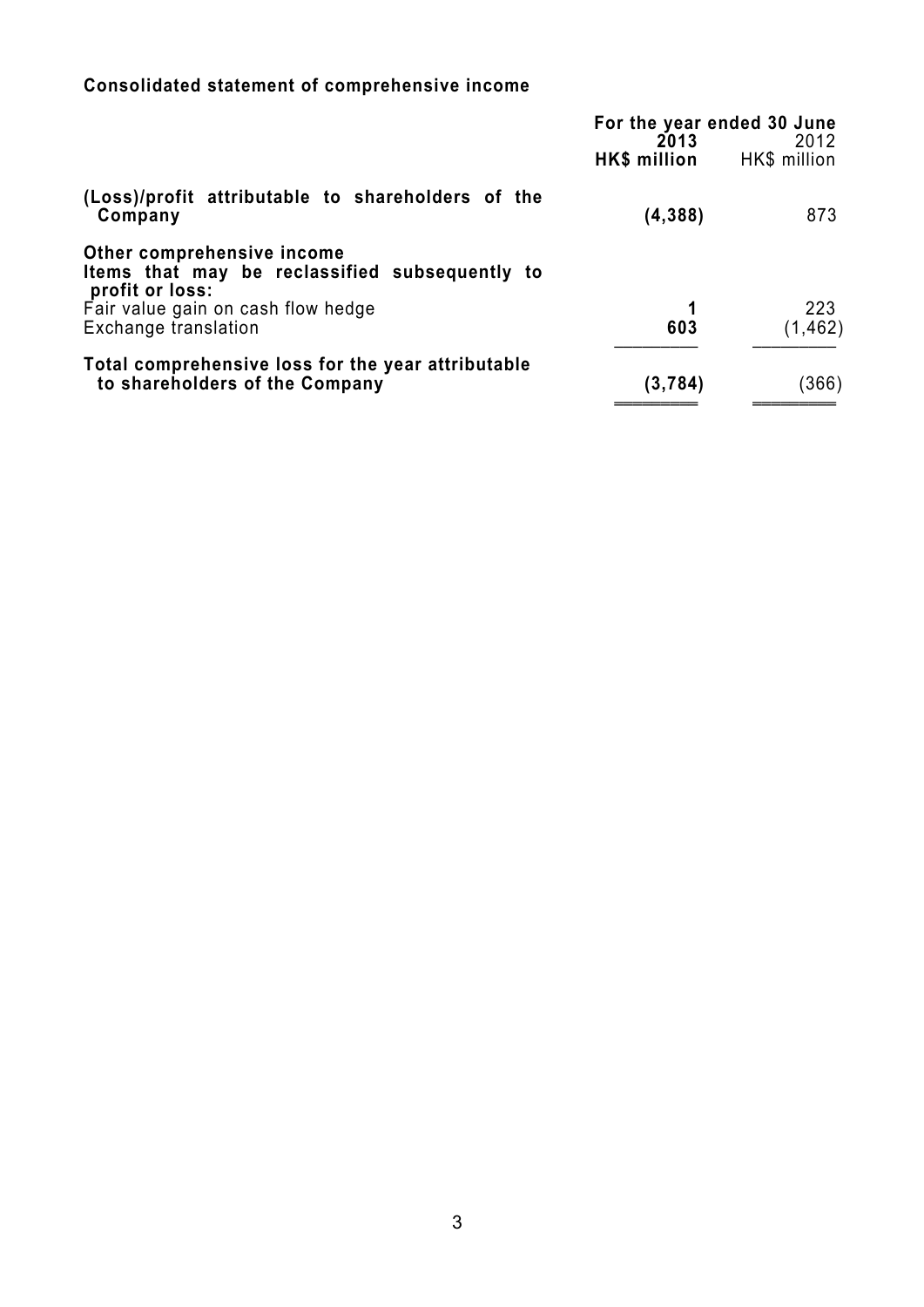**Consolidated statement of comprehensive income**

| | For the year ended 30 June | |
|---|---|---|
| | **2013** | 2012 |
| | **HK$ million** | HK$ million |
| **(Loss)/profit attributable to shareholders of the Company** | **(4,388)** | 873 |
| **Other comprehensive income** | | |
| **Items that may be reclassified subsequently to profit or loss:** | | |
| Fair value gain on cash flow hedge | **1** | 223 |
| Exchange translation | **603** | (1,462) |
| **Total comprehensive loss for the year attributable to shareholders of the Company** | **(3,784)** | (366) |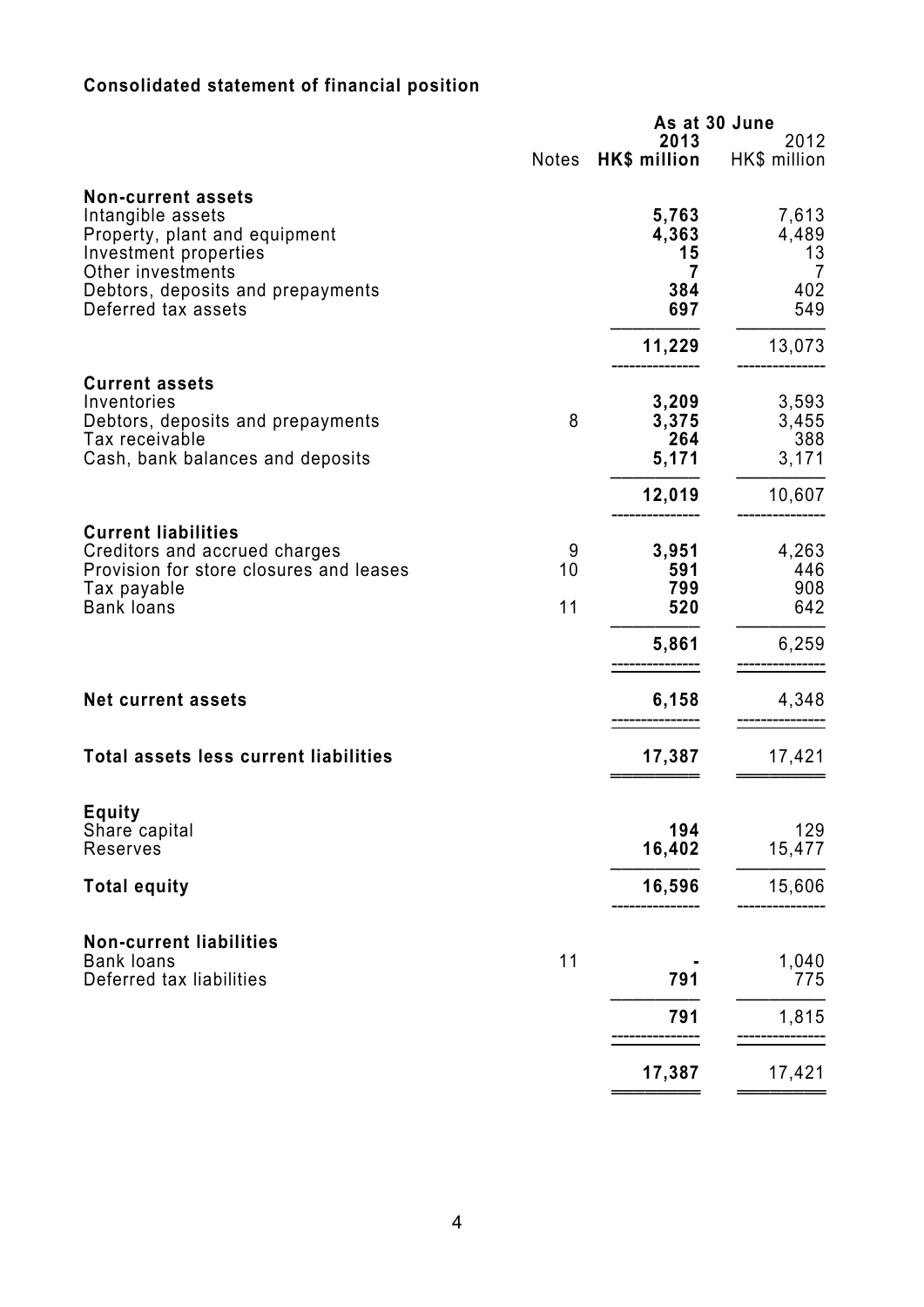## Consolidated statement of financial position

| | Notes | As at 30 June 2013 HK$ million | As at 30 June 2012 HK$ million |
|---|---|---|---|
| **Non-current assets** | | | |
| Intangible assets | | **5,763** | 7,613 |
| Property, plant and equipment | | **4,363** | 4,489 |
| Investment properties | | **15** | 13 |
| Other investments | | **7** | 7 |
| Debtors, deposits and prepayments | | **384** | 402 |
| Deferred tax assets | | **697** | 549 |
| | | **11,229** | 13,073 |
| **Current assets** | | | |
| Inventories | | **3,209** | 3,593 |
| Debtors, deposits and prepayments | 8 | **3,375** | 3,455 |
| Tax receivable | | **264** | 388 |
| Cash, bank balances and deposits | | **5,171** | 3,171 |
| | | **12,019** | 10,607 |
| **Current liabilities** | | | |
| Creditors and accrued charges | 9 | **3,951** | 4,263 |
| Provision for store closures and leases | 10 | **591** | 446 |
| Tax payable | | **799** | 908 |
| Bank loans | 11 | **520** | 642 |
| | | **5,861** | 6,259 |
| **Net current assets** | | **6,158** | 4,348 |
| **Total assets less current liabilities** | | **17,387** | 17,421 |
| **Equity** | | | |
| Share capital | | **194** | 129 |
| Reserves | | **16,402** | 15,477 |
| **Total equity** | | **16,596** | 15,606 |
| **Non-current liabilities** | | | |
| Bank loans | 11 | **-** | 1,040 |
| Deferred tax liabilities | | **791** | 775 |
| | | **791** | 1,815 |
| | | **17,387** | 17,421 |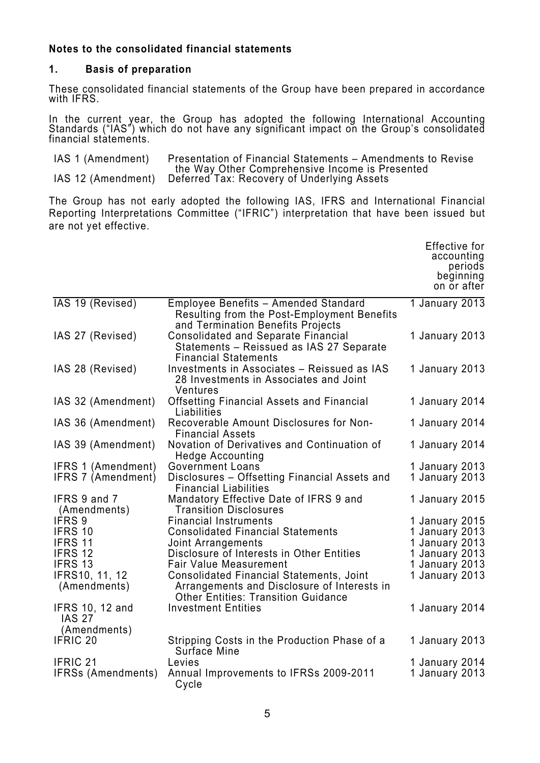**Notes to the consolidated financial statements**

**1. Basis of preparation**

These consolidated financial statements of the Group have been prepared in accordance with IFRS.

In the current year, the Group has adopted the following International Accounting Standards ("IAS") which do not have any significant impact on the Group's consolidated financial statements.

| | |
|---|---|
| IAS 1 (Amendment) | Presentation of Financial Statements – Amendments to Revise the Way Other Comprehensive Income is Presented |
| IAS 12 (Amendment) | Deferred Tax: Recovery of Underlying Assets |

The Group has not early adopted the following IAS, IFRS and International Financial Reporting Interpretations Committee ("IFRIC") interpretation that have been issued but are not yet effective.

| | | Effective for accounting periods beginning on or after |
|---|---|---|
| IAS 19 (Revised) | Employee Benefits – Amended Standard Resulting from the Post-Employment Benefits and Termination Benefits Projects | 1 January 2013 |
| IAS 27 (Revised) | Consolidated and Separate Financial Statements – Reissued as IAS 27 Separate Financial Statements | 1 January 2013 |
| IAS 28 (Revised) | Investments in Associates – Reissued as IAS 28 Investments in Associates and Joint Ventures | 1 January 2013 |
| IAS 32 (Amendment) | Offsetting Financial Assets and Financial Liabilities | 1 January 2014 |
| IAS 36 (Amendment) | Recoverable Amount Disclosures for Non-Financial Assets | 1 January 2014 |
| IAS 39 (Amendment) | Novation of Derivatives and Continuation of Hedge Accounting | 1 January 2014 |
| IFRS 1 (Amendment) | Government Loans | 1 January 2013 |
| IFRS 7 (Amendment) | Disclosures – Offsetting Financial Assets and Financial Liabilities | 1 January 2013 |
| IFRS 9 and 7 (Amendments) | Mandatory Effective Date of IFRS 9 and Transition Disclosures | 1 January 2015 |
| IFRS 9 | Financial Instruments | 1 January 2015 |
| IFRS 10 | Consolidated Financial Statements | 1 January 2013 |
| IFRS 11 | Joint Arrangements | 1 January 2013 |
| IFRS 12 | Disclosure of Interests in Other Entities | 1 January 2013 |
| IFRS 13 | Fair Value Measurement | 1 January 2013 |
| IFRS10, 11, 12 (Amendments) | Consolidated Financial Statements, Joint Arrangements and Disclosure of Interests in Other Entities: Transition Guidance | 1 January 2013 |
| IFRS 10, 12 and IAS 27 (Amendments) | Investment Entities | 1 January 2014 |
| IFRIC 20 | Stripping Costs in the Production Phase of a Surface Mine | 1 January 2013 |
| IFRIC 21 | Levies | 1 January 2014 |
| IFRSs (Amendments) | Annual Improvements to IFRSs 2009-2011 Cycle | 1 January 2013 |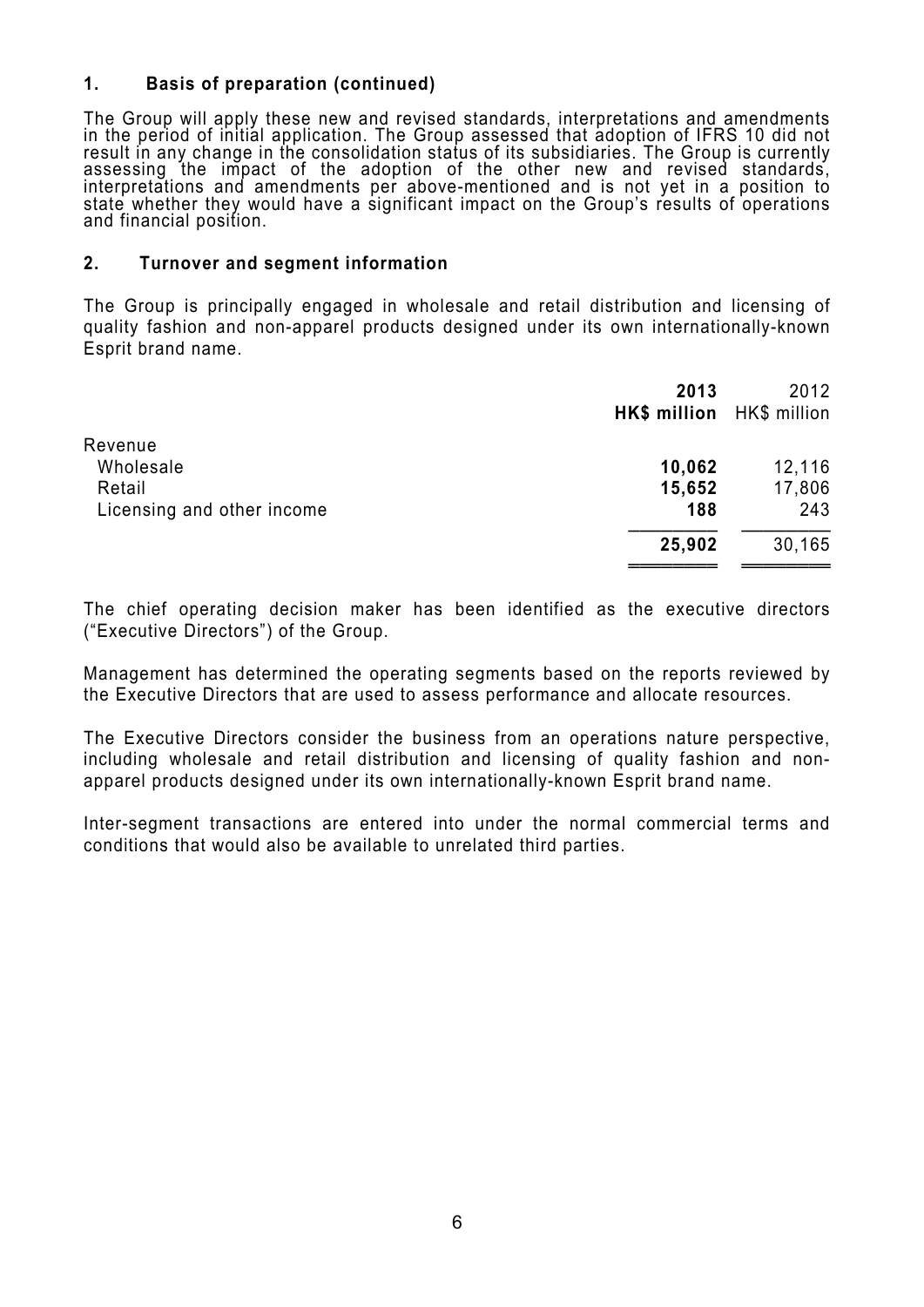## 1. Basis of preparation (continued)

The Group will apply these new and revised standards, interpretations and amendments in the period of initial application. The Group assessed that adoption of IFRS 10 did not result in any change in the consolidation status of its subsidiaries. The Group is currently assessing the impact of the adoption of the other new and revised standards, interpretations and amendments per above-mentioned and is not yet in a position to state whether they would have a significant impact on the Group's results of operations and financial position.

## 2. Turnover and segment information

The Group is principally engaged in wholesale and retail distribution and licensing of quality fashion and non-apparel products designed under its own internationally-known Esprit brand name.

| | **2013** | 2012 |
|---|---|---|
| | **HK$ million** | HK$ million |
| Revenue | | |
| Wholesale | **10,062** | 12,116 |
| Retail | **15,652** | 17,806 |
| Licensing and other income | **188** | 243 |
| | **25,902** | 30,165 |

The chief operating decision maker has been identified as the executive directors ("Executive Directors") of the Group.

Management has determined the operating segments based on the reports reviewed by the Executive Directors that are used to assess performance and allocate resources.

The Executive Directors consider the business from an operations nature perspective, including wholesale and retail distribution and licensing of quality fashion and non-apparel products designed under its own internationally-known Esprit brand name.

Inter-segment transactions are entered into under the normal commercial terms and conditions that would also be available to unrelated third parties.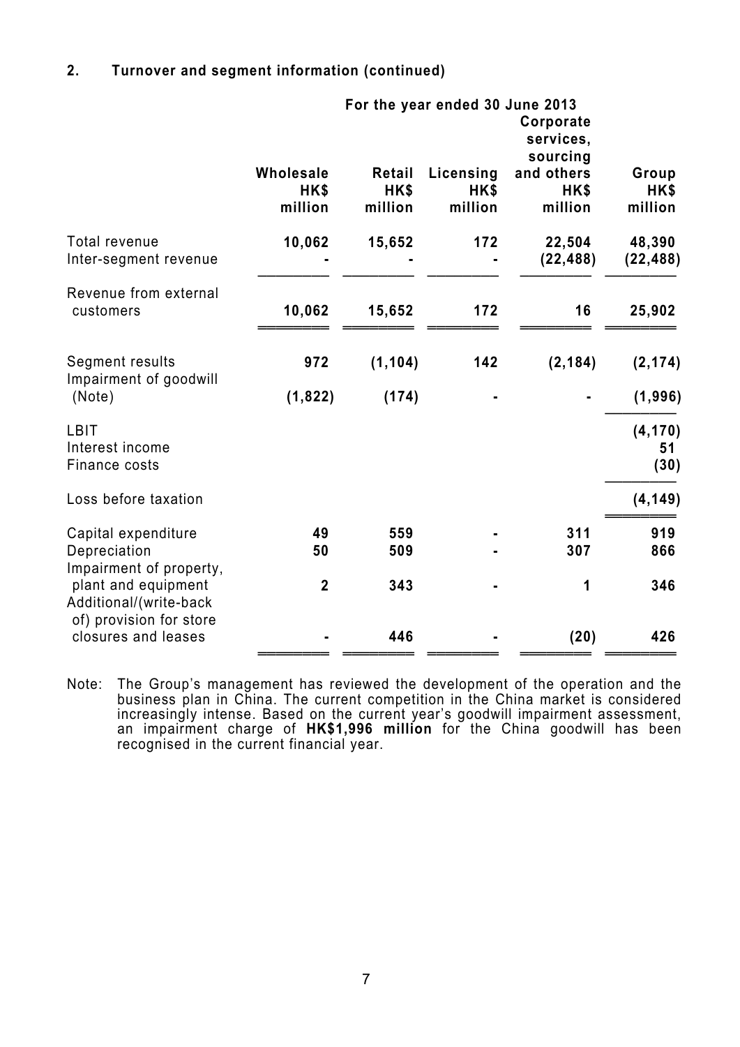## 2. Turnover and segment information (continued)

| | For the year ended 30 June 2013 | | | | |
|---|---|---|---|---|---|
| | Wholesale HK$ million | Retail HK$ million | Licensing HK$ million | Corporate services, sourcing and others HK$ million | Group HK$ million |
| Total revenue | 10,062 | 15,652 | 172 | 22,504 | 48,390 |
| Inter-segment revenue | - | - | - | (22,488) | (22,488) |
| Revenue from external customers | 10,062 | 15,652 | 172 | 16 | 25,902 |
| Segment results | 972 | (1,104) | 142 | (2,184) | (2,174) |
| Impairment of goodwill (Note) | (1,822) | (174) | - | - | (1,996) |
| LBIT | | | | | (4,170) |
| Interest income | | | | | 51 |
| Finance costs | | | | | (30) |
| Loss before taxation | | | | | (4,149) |
| Capital expenditure | 49 | 559 | - | 311 | 919 |
| Depreciation | 50 | 509 | - | 307 | 866 |
| Impairment of property, plant and equipment | 2 | 343 | - | 1 | 346 |
| Additional/(write-back of) provision for store closures and leases | - | 446 | - | (20) | 426 |

Note: The Group's management has reviewed the development of the operation and the business plan in China. The current competition in the China market is considered increasingly intense. Based on the current year's goodwill impairment assessment, an impairment charge of **HK$1,996 million** for the China goodwill has been recognised in the current financial year.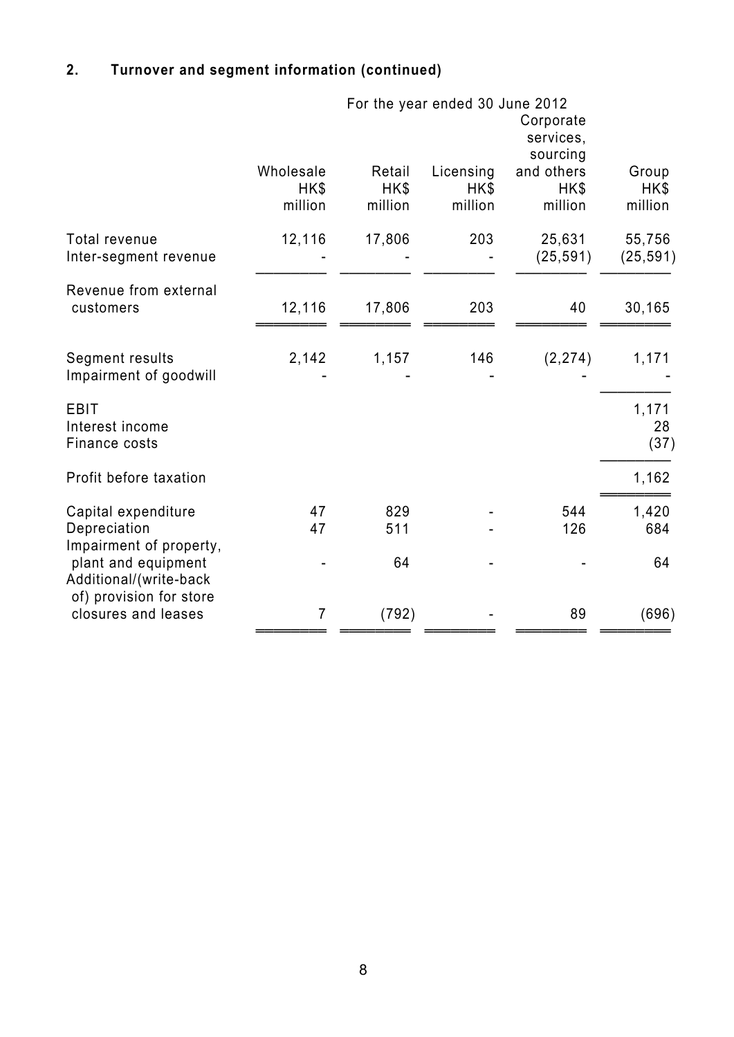## 2. Turnover and segment information (continued)

| | For the year ended 30 June 2012 | | | | |
|---|---|---|---|---|---|
| | Wholesale HK$ million | Retail HK$ million | Licensing HK$ million | Corporate services, sourcing and others HK$ million | Group HK$ million |
| Total revenue | 12,116 | 17,806 | 203 | 25,631 | 55,756 |
| Inter-segment revenue | - | - | - | (25,591) | (25,591) |
| Revenue from external customers | 12,116 | 17,806 | 203 | 40 | 30,165 |
| Segment results | 2,142 | 1,157 | 146 | (2,274) | 1,171 |
| Impairment of goodwill | - | - | - | - | - |
| EBIT | | | | | 1,171 |
| Interest income | | | | | 28 |
| Finance costs | | | | | (37) |
| Profit before taxation | | | | | 1,162 |
| Capital expenditure | 47 | 829 | - | 544 | 1,420 |
| Depreciation | 47 | 511 | - | 126 | 684 |
| Impairment of property, plant and equipment | - | 64 | - | - | 64 |
| Additional/(write-back of) provision for store closures and leases | 7 | (792) | - | 89 | (696) |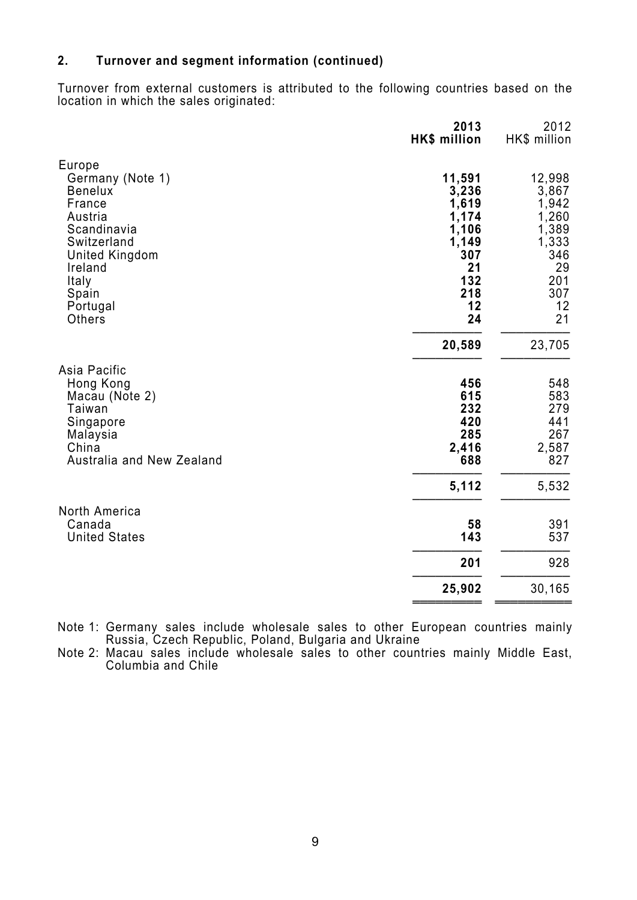## 2. Turnover and segment information (continued)

Turnover from external customers is attributed to the following countries based on the location in which the sales originated:

| | **2013 HK$ million** | 2012 HK$ million |
|---|---|---|
| Europe | | |
| Germany (Note 1) | **11,591** | 12,998 |
| Benelux | **3,236** | 3,867 |
| France | **1,619** | 1,942 |
| Austria | **1,174** | 1,260 |
| Scandinavia | **1,106** | 1,389 |
| Switzerland | **1,149** | 1,333 |
| United Kingdom | **307** | 346 |
| Ireland | **21** | 29 |
| Italy | **132** | 201 |
| Spain | **218** | 307 |
| Portugal | **12** | 12 |
| Others | **24** | 21 |
| | **20,589** | 23,705 |
| Asia Pacific | | |
| Hong Kong | **456** | 548 |
| Macau (Note 2) | **615** | 583 |
| Taiwan | **232** | 279 |
| Singapore | **420** | 441 |
| Malaysia | **285** | 267 |
| China | **2,416** | 2,587 |
| Australia and New Zealand | **688** | 827 |
| | **5,112** | 5,532 |
| North America | | |
| Canada | **58** | 391 |
| United States | **143** | 537 |
| | **201** | 928 |
| | **25,902** | 30,165 |

Note 1: Germany sales include wholesale sales to other European countries mainly Russia, Czech Republic, Poland, Bulgaria and Ukraine

Note 2: Macau sales include wholesale sales to other countries mainly Middle East, Columbia and Chile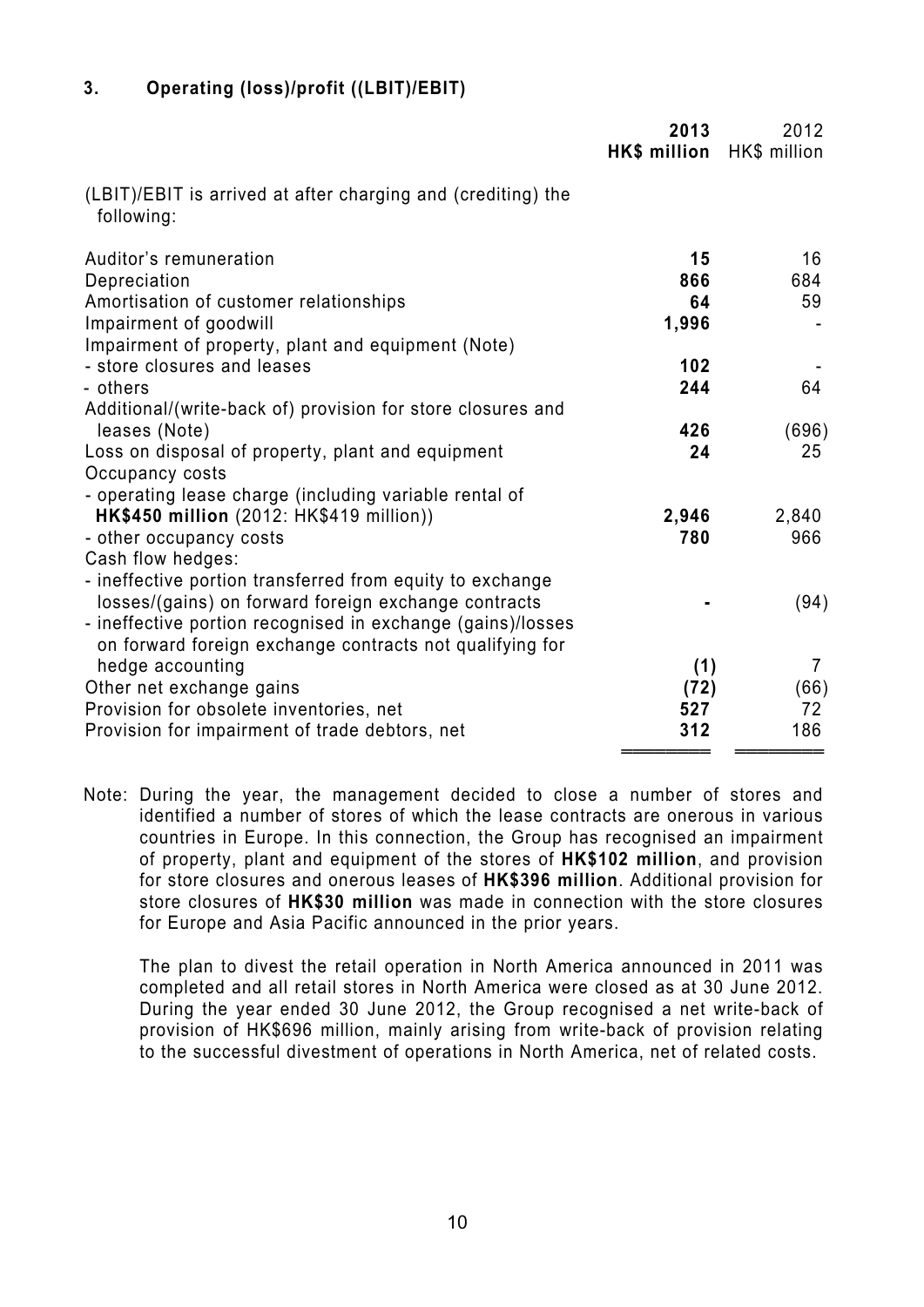## 3. Operating (loss)/profit ((LBIT)/EBIT)

| | **2013** **HK$ million** | 2012 HK$ million |
|---|---|---|
| (LBIT)/EBIT is arrived at after charging and (crediting) the following: | | |
| Auditor's remuneration | **15** | 16 |
| Depreciation | **866** | 684 |
| Amortisation of customer relationships | **64** | 59 |
| Impairment of goodwill | **1,996** | - |
| Impairment of property, plant and equipment (Note) | | |
| - store closures and leases | **102** | - |
| - others | **244** | 64 |
| Additional/(write-back of) provision for store closures and leases (Note) | **426** | (696) |
| Loss on disposal of property, plant and equipment | **24** | 25 |
| Occupancy costs | | |
| - operating lease charge (including variable rental of **HK$450 million** (2012: HK$419 million)) | **2,946** | 2,840 |
| - other occupancy costs | **780** | 966 |
| Cash flow hedges: | | |
| - ineffective portion transferred from equity to exchange losses/(gains) on forward foreign exchange contracts | **-** | (94) |
| - ineffective portion recognised in exchange (gains)/losses on forward foreign exchange contracts not qualifying for hedge accounting | **(1)** | 7 |
| Other net exchange gains | **(72)** | (66) |
| Provision for obsolete inventories, net | **527** | 72 |
| Provision for impairment of trade debtors, net | **312** | 186 |

Note: During the year, the management decided to close a number of stores and identified a number of stores of which the lease contracts are onerous in various countries in Europe. In this connection, the Group has recognised an impairment of property, plant and equipment of the stores of **HK$102 million**, and provision for store closures and onerous leases of **HK$396 million**. Additional provision for store closures of **HK$30 million** was made in connection with the store closures for Europe and Asia Pacific announced in the prior years.

The plan to divest the retail operation in North America announced in 2011 was completed and all retail stores in North America were closed as at 30 June 2012. During the year ended 30 June 2012, the Group recognised a net write-back of provision of HK$696 million, mainly arising from write-back of provision relating to the successful divestment of operations in North America, net of related costs.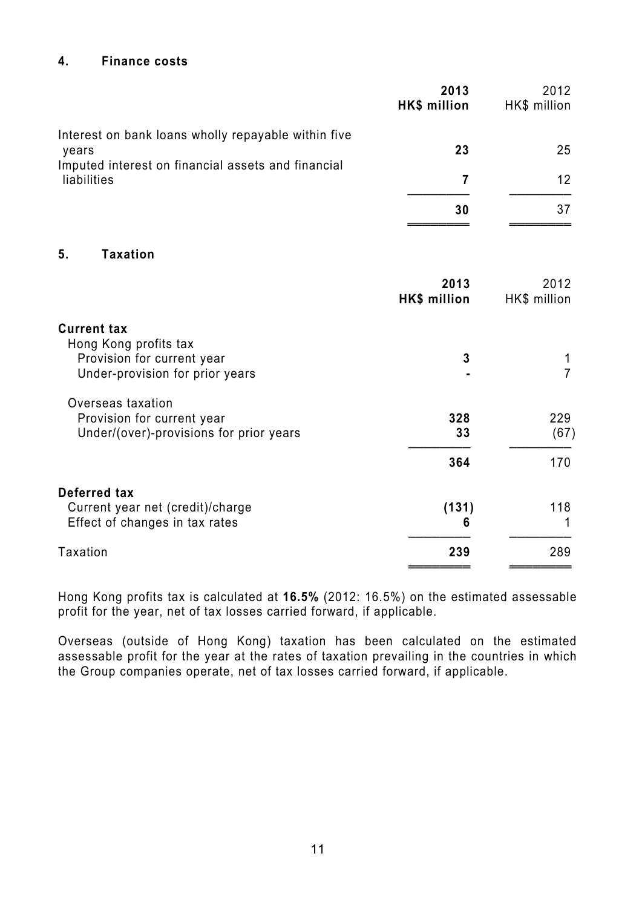## 4. Finance costs

| | **2013 HK$ million** | 2012 HK$ million |
|---|---|---|
| Interest on bank loans wholly repayable within five years | **23** | 25 |
| Imputed interest on financial assets and financial liabilities | **7** | 12 |
| | **30** | 37 |

## 5. Taxation

| | **2013 HK$ million** | 2012 HK$ million |
|---|---|---|
| **Current tax** | | |
| Hong Kong profits tax | | |
| Provision for current year | **3** | 1 |
| Under-provision for prior years | **-** | 7 |
| Overseas taxation | | |
| Provision for current year | **328** | 229 |
| Under/(over)-provisions for prior years | **33** | (67) |
| | **364** | 170 |
| **Deferred tax** | | |
| Current year net (credit)/charge | **(131)** | 118 |
| Effect of changes in tax rates | **6** | 1 |
| Taxation | **239** | 289 |

Hong Kong profits tax is calculated at **16.5%** (2012: 16.5%) on the estimated assessable profit for the year, net of tax losses carried forward, if applicable.

Overseas (outside of Hong Kong) taxation has been calculated on the estimated assessable profit for the year at the rates of taxation prevailing in the countries in which the Group companies operate, net of tax losses carried forward, if applicable.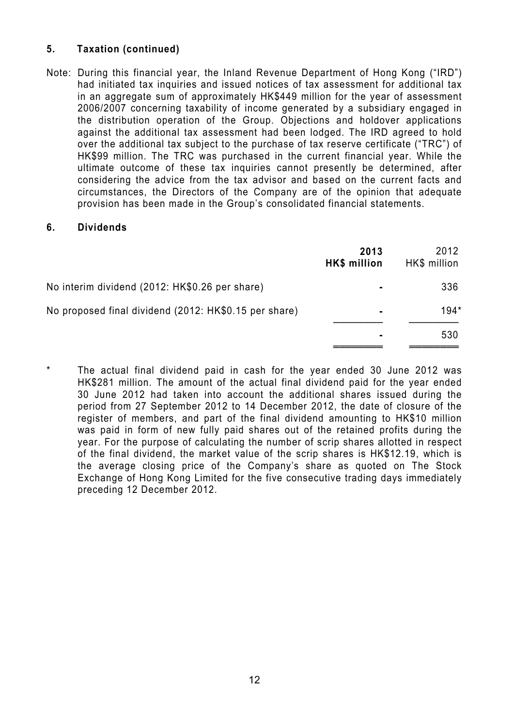## 5. Taxation (continued)

Note: During this financial year, the Inland Revenue Department of Hong Kong ("IRD") had initiated tax inquiries and issued notices of tax assessment for additional tax in an aggregate sum of approximately HK$449 million for the year of assessment 2006/2007 concerning taxability of income generated by a subsidiary engaged in the distribution operation of the Group. Objections and holdover applications against the additional tax assessment had been lodged. The IRD agreed to hold over the additional tax subject to the purchase of tax reserve certificate ("TRC") of HK$99 million. The TRC was purchased in the current financial year. While the ultimate outcome of these tax inquiries cannot presently be determined, after considering the advice from the tax advisor and based on the current facts and circumstances, the Directors of the Company are of the opinion that adequate provision has been made in the Group's consolidated financial statements.

## 6. Dividends

| | **2013** **HK$ million** | 2012 HK$ million |
|---|---|---|
| No interim dividend (2012: HK$0.26 per share) | - | 336 |
| No proposed final dividend (2012: HK$0.15 per share) | - | 194* |
| | - | 530 |

\* The actual final dividend paid in cash for the year ended 30 June 2012 was HK$281 million. The amount of the actual final dividend paid for the year ended 30 June 2012 had taken into account the additional shares issued during the period from 27 September 2012 to 14 December 2012, the date of closure of the register of members, and part of the final dividend amounting to HK$10 million was paid in form of new fully paid shares out of the retained profits during the year. For the purpose of calculating the number of scrip shares allotted in respect of the final dividend, the market value of the scrip shares is HK$12.19, which is the average closing price of the Company's share as quoted on The Stock Exchange of Hong Kong Limited for the five consecutive trading days immediately preceding 12 December 2012.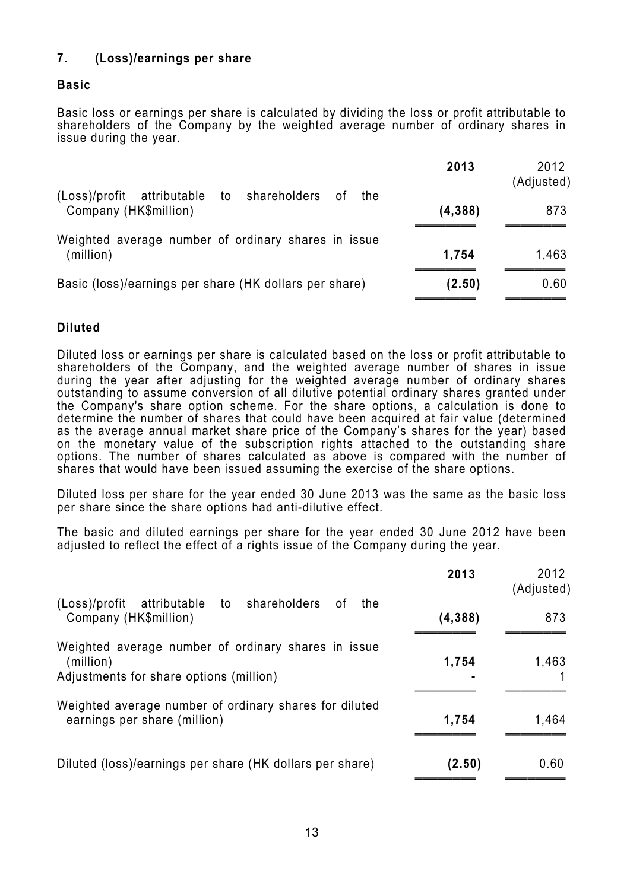## 7. (Loss)/earnings per share

### Basic

Basic loss or earnings per share is calculated by dividing the loss or profit attributable to shareholders of the Company by the weighted average number of ordinary shares in issue during the year.

| | **2013** | 2012 (Adjusted) |
|---|---|---|
| (Loss)/profit attributable to shareholders of the Company (HK$million) | **(4,388)** | 873 |
| Weighted average number of ordinary shares in issue (million) | **1,754** | 1,463 |
| Basic (loss)/earnings per share (HK dollars per share) | **(2.50)** | 0.60 |

### Diluted

Diluted loss or earnings per share is calculated based on the loss or profit attributable to shareholders of the Company, and the weighted average number of shares in issue during the year after adjusting for the weighted average number of ordinary shares outstanding to assume conversion of all dilutive potential ordinary shares granted under the Company's share option scheme. For the share options, a calculation is done to determine the number of shares that could have been acquired at fair value (determined as the average annual market share price of the Company's shares for the year) based on the monetary value of the subscription rights attached to the outstanding share options. The number of shares calculated as above is compared with the number of shares that would have been issued assuming the exercise of the share options.

Diluted loss per share for the year ended 30 June 2013 was the same as the basic loss per share since the share options had anti-dilutive effect.

The basic and diluted earnings per share for the year ended 30 June 2012 have been adjusted to reflect the effect of a rights issue of the Company during the year.

| | **2013** | 2012 (Adjusted) |
|---|---|---|
| (Loss)/profit attributable to shareholders of the Company (HK$million) | **(4,388)** | 873 |
| Weighted average number of ordinary shares in issue (million) | **1,754** | 1,463 |
| Adjustments for share options (million) | **-** | 1 |
| Weighted average number of ordinary shares for diluted earnings per share (million) | **1,754** | 1,464 |
| Diluted (loss)/earnings per share (HK dollars per share) | **(2.50)** | 0.60 |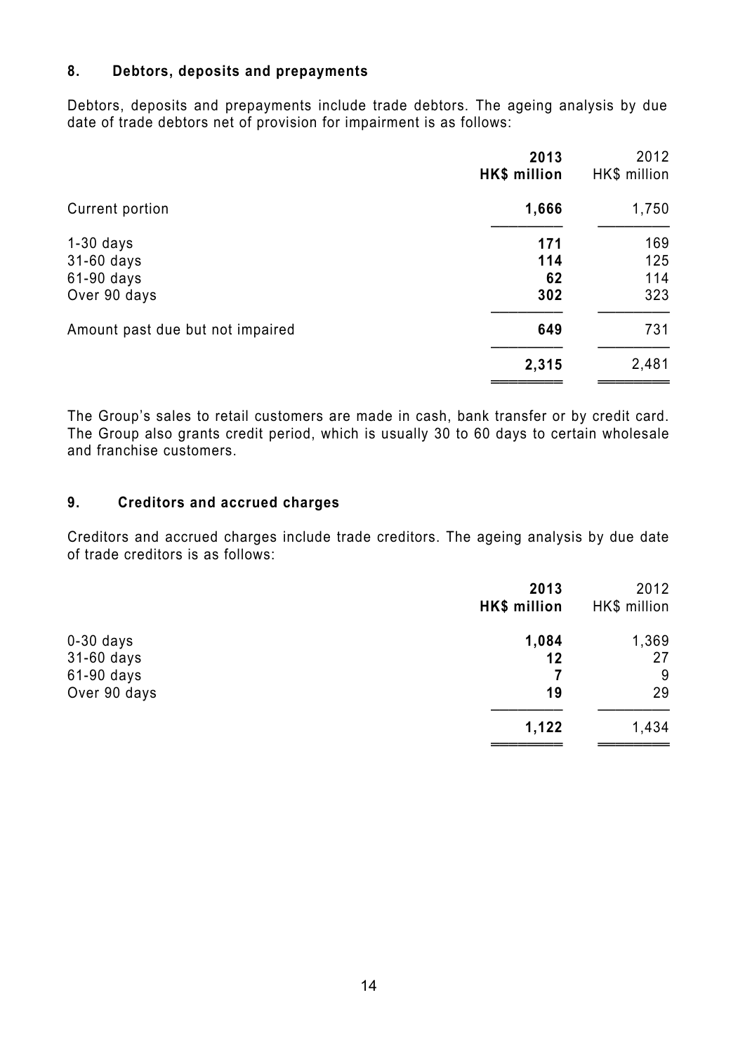## 8. Debtors, deposits and prepayments

Debtors, deposits and prepayments include trade debtors. The ageing analysis by due date of trade debtors net of provision for impairment is as follows:

| | 2013 HK$ million | 2012 HK$ million |
|---|---|---|
| Current portion | **1,666** | 1,750 |
| 1-30 days | **171** | 169 |
| 31-60 days | **114** | 125 |
| 61-90 days | **62** | 114 |
| Over 90 days | **302** | 323 |
| Amount past due but not impaired | **649** | 731 |
| | **2,315** | 2,481 |

The Group's sales to retail customers are made in cash, bank transfer or by credit card. The Group also grants credit period, which is usually 30 to 60 days to certain wholesale and franchise customers.

## 9. Creditors and accrued charges

Creditors and accrued charges include trade creditors. The ageing analysis by due date of trade creditors is as follows:

| | 2013 HK$ million | 2012 HK$ million |
|---|---|---|
| 0-30 days | **1,084** | 1,369 |
| 31-60 days | **12** | 27 |
| 61-90 days | **7** | 9 |
| Over 90 days | **19** | 29 |
| | **1,122** | 1,434 |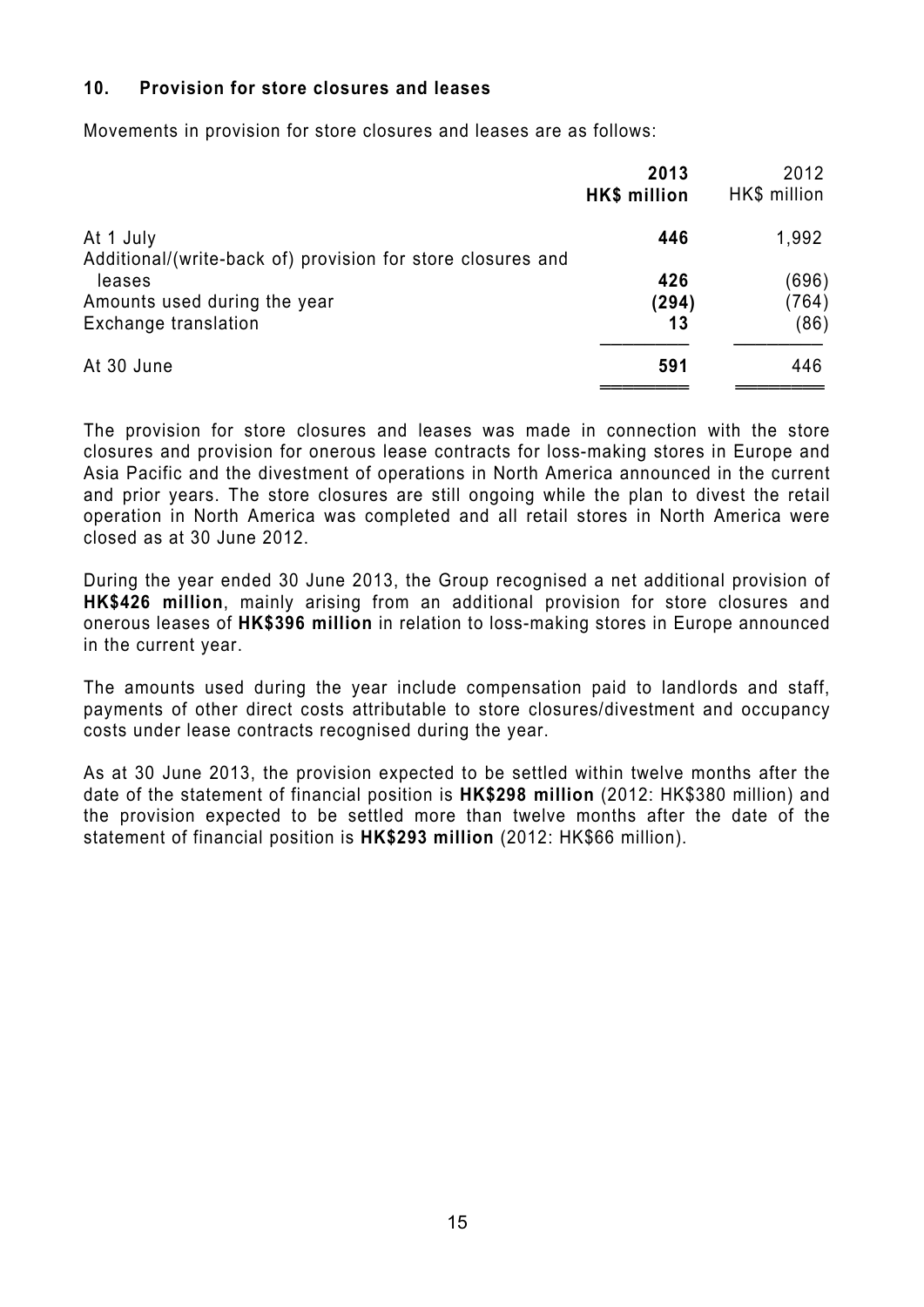## 10. Provision for store closures and leases

Movements in provision for store closures and leases are as follows:

| | **2013** **HK$ million** | 2012 HK$ million |
|---|---|---|
| At 1 July | **446** | 1,992 |
| Additional/(write-back of) provision for store closures and leases | **426** | (696) |
| Amounts used during the year | **(294)** | (764) |
| Exchange translation | **13** | (86) |
| At 30 June | **591** | 446 |

The provision for store closures and leases was made in connection with the store closures and provision for onerous lease contracts for loss-making stores in Europe and Asia Pacific and the divestment of operations in North America announced in the current and prior years. The store closures are still ongoing while the plan to divest the retail operation in North America was completed and all retail stores in North America were closed as at 30 June 2012.

During the year ended 30 June 2013, the Group recognised a net additional provision of **HK$426 million**, mainly arising from an additional provision for store closures and onerous leases of **HK$396 million** in relation to loss-making stores in Europe announced in the current year.

The amounts used during the year include compensation paid to landlords and staff, payments of other direct costs attributable to store closures/divestment and occupancy costs under lease contracts recognised during the year.

As at 30 June 2013, the provision expected to be settled within twelve months after the date of the statement of financial position is **HK$298 million** (2012: HK$380 million) and the provision expected to be settled more than twelve months after the date of the statement of financial position is **HK$293 million** (2012: HK$66 million).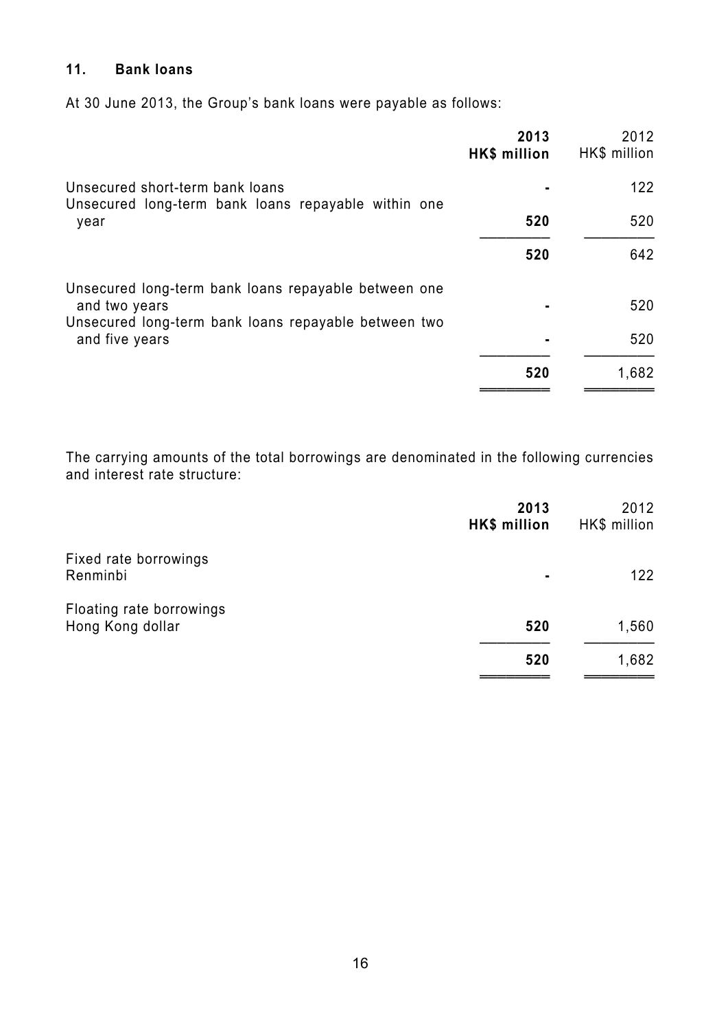## 11. Bank loans

At 30 June 2013, the Group's bank loans were payable as follows:

| | **2013** **HK$ million** | 2012 HK$ million |
|---|---|---|
| Unsecured short-term bank loans | **-** | 122 |
| Unsecured long-term bank loans repayable within one year | **520** | 520 |
| | **520** | 642 |
| Unsecured long-term bank loans repayable between one and two years | **-** | 520 |
| Unsecured long-term bank loans repayable between two and five years | **-** | 520 |
| | **520** | 1,682 |

The carrying amounts of the total borrowings are denominated in the following currencies and interest rate structure:

| | **2013** **HK$ million** | 2012 HK$ million |
|---|---|---|
| Fixed rate borrowings | | |
| Renminbi | **-** | 122 |
| Floating rate borrowings | | |
| Hong Kong dollar | **520** | 1,560 |
| | **520** | 1,682 |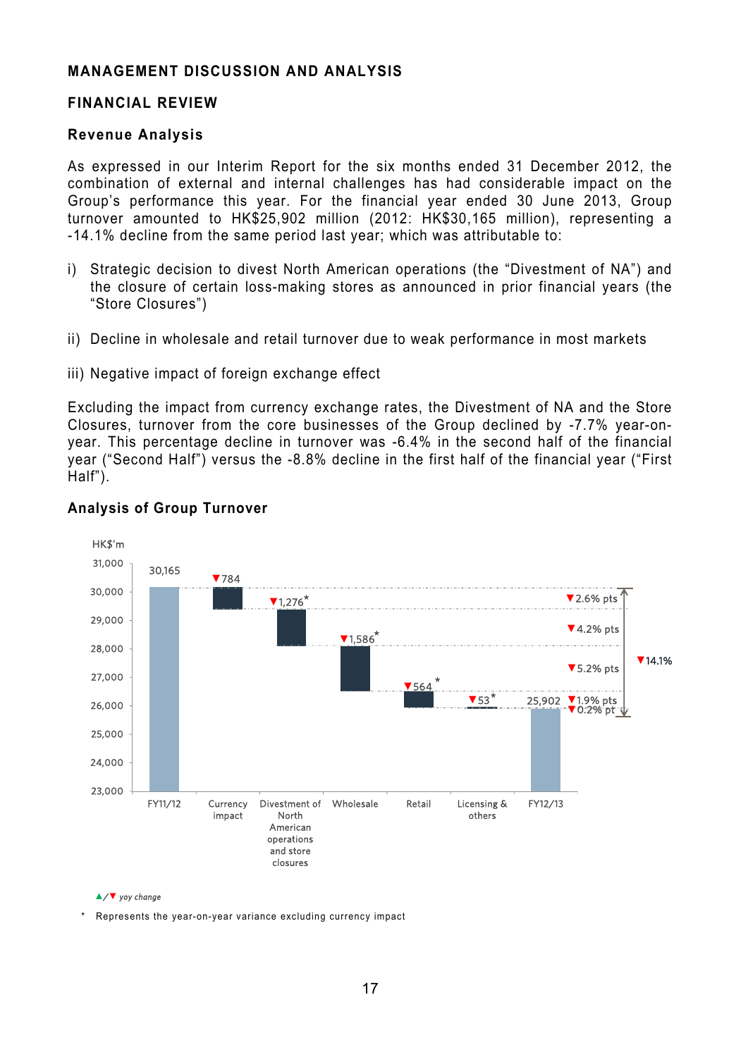## MANAGEMENT DISCUSSION AND ANALYSIS

## FINANCIAL REVIEW

### Revenue Analysis

As expressed in our Interim Report for the six months ended 31 December 2012, the combination of external and internal challenges has had considerable impact on the Group's performance this year. For the financial year ended 30 June 2013, Group turnover amounted to HK$25,902 million (2012: HK$30,165 million), representing a -14.1% decline from the same period last year; which was attributable to:

i) Strategic decision to divest North American operations (the "Divestment of NA") and the closure of certain loss-making stores as announced in prior financial years (the "Store Closures")

ii) Decline in wholesale and retail turnover due to weak performance in most markets

iii) Negative impact of foreign exchange effect

Excluding the impact from currency exchange rates, the Divestment of NA and the Store Closures, turnover from the core businesses of the Group declined by -7.7% year-on-year. This percentage decline in turnover was -6.4% in the second half of the financial year ("Second Half") versus the -8.8% decline in the first half of the financial year ("First Half").

### Analysis of Group Turnover

HK$'m

31,000
30,000
29,000
28,000
27,000
26,000
25,000
24,000
23,000

FY11/12: 30,165
Currency impact: ▼784 — ▼2.6% pts
Divestment of North American operations and store closures: ▼1,276* — ▼4.2% pts
Wholesale: ▼1,586* — ▼5.2% pts
Retail: ▼564* — ▼1.9% pts
Licensing & others: ▼53* — ▼0.2% pt
FY12/13: 25,902

▼14.1%

▲/▼ *yoy change*

\* Represents the year-on-year variance excluding currency impact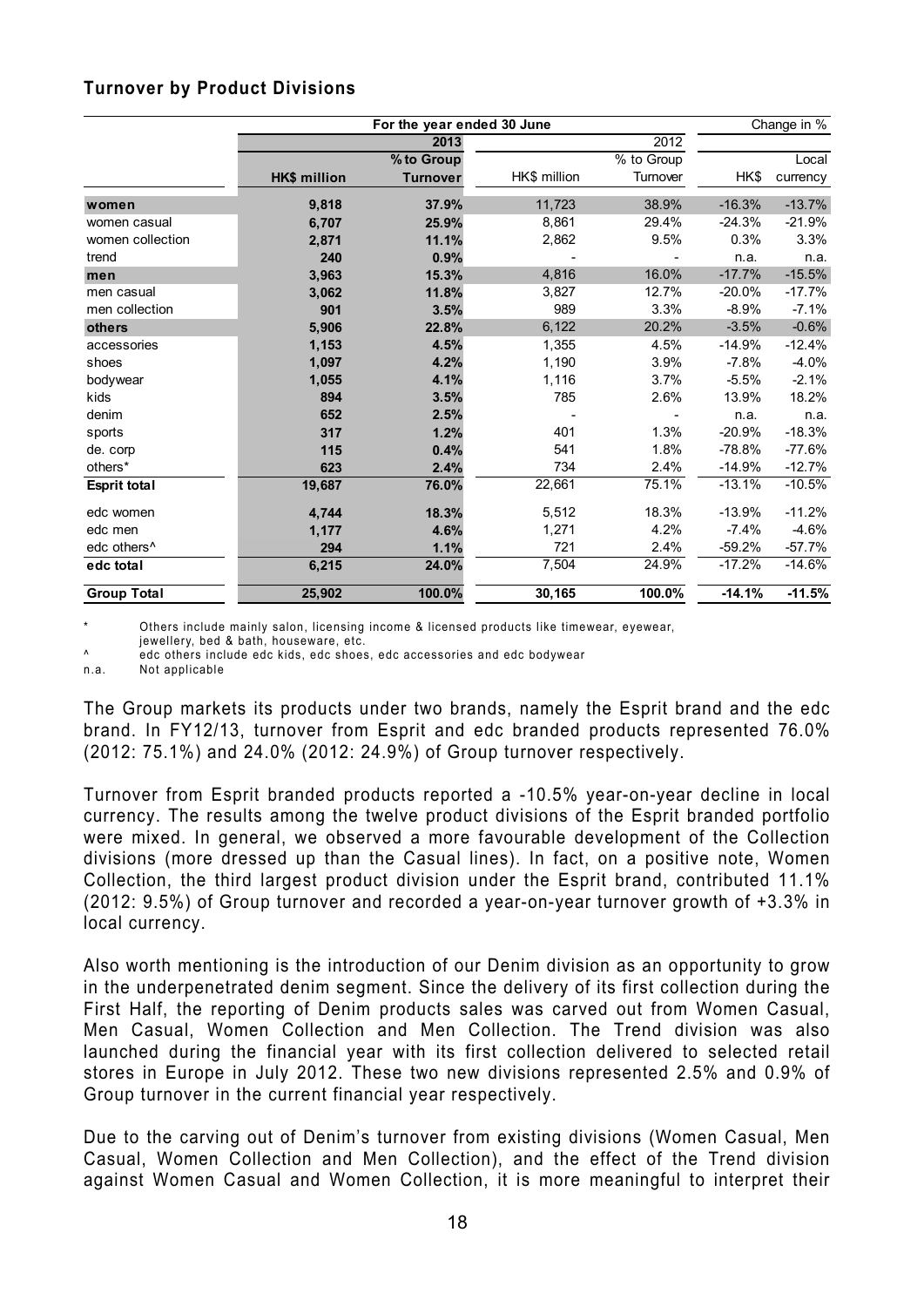### Turnover by Product Divisions

| | For the year ended 30 June | | | | Change in % | |
|---|---|---|---|---|---|---|
| | 2013 | | 2012 | | | |
| | HK$ million | % to Group Turnover | HK$ million | % to Group Turnover | HK$ | Local currency |
| **women** | **9,818** | **37.9%** | 11,723 | 38.9% | -16.3% | -13.7% |
| women casual | **6,707** | **25.9%** | 8,861 | 29.4% | -24.3% | -21.9% |
| women collection | **2,871** | **11.1%** | 2,862 | 9.5% | 0.3% | 3.3% |
| trend | **240** | **0.9%** | - | - | n.a. | n.a. |
| **men** | **3,963** | **15.3%** | 4,816 | 16.0% | -17.7% | -15.5% |
| men casual | **3,062** | **11.8%** | 3,827 | 12.7% | -20.0% | -17.7% |
| men collection | **901** | **3.5%** | 989 | 3.3% | -8.9% | -7.1% |
| **others** | **5,906** | **22.8%** | 6,122 | 20.2% | -3.5% | -0.6% |
| accessories | **1,153** | **4.5%** | 1,355 | 4.5% | -14.9% | -12.4% |
| shoes | **1,097** | **4.2%** | 1,190 | 3.9% | -7.8% | -4.0% |
| bodywear | **1,055** | **4.1%** | 1,116 | 3.7% | -5.5% | -2.1% |
| kids | **894** | **3.5%** | 785 | 2.6% | 13.9% | 18.2% |
| denim | **652** | **2.5%** | - | - | n.a. | n.a. |
| sports | **317** | **1.2%** | 401 | 1.3% | -20.9% | -18.3% |
| de. corp | **115** | **0.4%** | 541 | 1.8% | -78.8% | -77.6% |
| others* | **623** | **2.4%** | 734 | 2.4% | -14.9% | -12.7% |
| **Esprit total** | **19,687** | **76.0%** | 22,661 | 75.1% | -13.1% | -10.5% |
| edc women | **4,744** | **18.3%** | 5,512 | 18.3% | -13.9% | -11.2% |
| edc men | **1,177** | **4.6%** | 1,271 | 4.2% | -7.4% | -4.6% |
| edc others^ | **294** | **1.1%** | 721 | 2.4% | -59.2% | -57.7% |
| **edc total** | **6,215** | **24.0%** | 7,504 | 24.9% | -17.2% | -14.6% |
| **Group Total** | **25,902** | **100.0%** | **30,165** | **100.0%** | **-14.1%** | **-11.5%** |

\* Others include mainly salon, licensing income & licensed products like timewear, eyewear, jewellery, bed & bath, houseware, etc.

^ edc others include edc kids, edc shoes, edc accessories and edc bodywear

n.a. Not applicable

The Group markets its products under two brands, namely the Esprit brand and the edc brand. In FY12/13, turnover from Esprit and edc branded products represented 76.0% (2012: 75.1%) and 24.0% (2012: 24.9%) of Group turnover respectively.

Turnover from Esprit branded products reported a -10.5% year-on-year decline in local currency. The results among the twelve product divisions of the Esprit branded portfolio were mixed. In general, we observed a more favourable development of the Collection divisions (more dressed up than the Casual lines). In fact, on a positive note, Women Collection, the third largest product division under the Esprit brand, contributed 11.1% (2012: 9.5%) of Group turnover and recorded a year-on-year turnover growth of +3.3% in local currency.

Also worth mentioning is the introduction of our Denim division as an opportunity to grow in the underpenetrated denim segment. Since the delivery of its first collection during the First Half, the reporting of Denim products sales was carved out from Women Casual, Men Casual, Women Collection and Men Collection. The Trend division was also launched during the financial year with its first collection delivered to selected retail stores in Europe in July 2012. These two new divisions represented 2.5% and 0.9% of Group turnover in the current financial year respectively.

Due to the carving out of Denim's turnover from existing divisions (Women Casual, Men Casual, Women Collection and Men Collection), and the effect of the Trend division against Women Casual and Women Collection, it is more meaningful to interpret their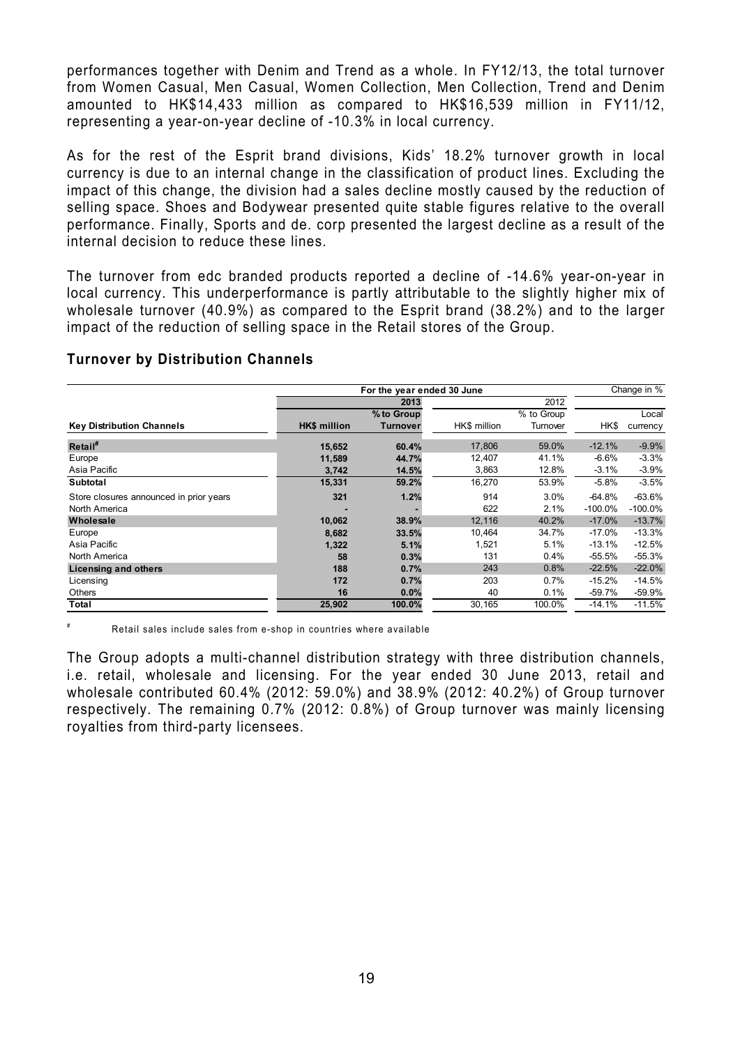performances together with Denim and Trend as a whole. In FY12/13, the total turnover from Women Casual, Men Casual, Women Collection, Men Collection, Trend and Denim amounted to HK$14,433 million as compared to HK$16,539 million in FY11/12, representing a year-on-year decline of -10.3% in local currency.

As for the rest of the Esprit brand divisions, Kids' 18.2% turnover growth in local currency is due to an internal change in the classification of product lines. Excluding the impact of this change, the division had a sales decline mostly caused by the reduction of selling space. Shoes and Bodywear presented quite stable figures relative to the overall performance. Finally, Sports and de. corp presented the largest decline as a result of the internal decision to reduce these lines.

The turnover from edc branded products reported a decline of -14.6% year-on-year in local currency. This underperformance is partly attributable to the slightly higher mix of wholesale turnover (40.9%) as compared to the Esprit brand (38.2%) and to the larger impact of the reduction of selling space in the Retail stores of the Group.

### Turnover by Distribution Channels

| | For the year ended 30 June | | | | Change in % | |
|---|---|---|---|---|---|---|
| | 2013 | | 2012 | | | |
| **Key Distribution Channels** | **HK$ million** | **% to Group Turnover** | HK$ million | % to Group Turnover | HK$ | Local currency |
| **Retail#** | **15,652** | **60.4%** | 17,806 | 59.0% | -12.1% | -9.9% |
| Europe | **11,589** | **44.7%** | 12,407 | 41.1% | -6.6% | -3.3% |
| Asia Pacific | **3,742** | **14.5%** | 3,863 | 12.8% | -3.1% | -3.9% |
| **Subtotal** | **15,331** | **59.2%** | 16,270 | 53.9% | -5.8% | -3.5% |
| Store closures announced in prior years | **321** | **1.2%** | 914 | 3.0% | -64.8% | -63.6% |
| North America | **-** | **-** | 622 | 2.1% | -100.0% | -100.0% |
| **Wholesale** | **10,062** | **38.9%** | 12,116 | 40.2% | -17.0% | -13.7% |
| Europe | **8,682** | **33.5%** | 10,464 | 34.7% | -17.0% | -13.3% |
| Asia Pacific | **1,322** | **5.1%** | 1,521 | 5.1% | -13.1% | -12.5% |
| North America | **58** | **0.3%** | 131 | 0.4% | -55.5% | -55.3% |
| **Licensing and others** | **188** | **0.7%** | 243 | 0.8% | -22.5% | -22.0% |
| Licensing | **172** | **0.7%** | 203 | 0.7% | -15.2% | -14.5% |
| Others | **16** | **0.0%** | 40 | 0.1% | -59.7% | -59.9% |
| **Total** | **25,902** | **100.0%** | 30,165 | 100.0% | -14.1% | -11.5% |

# Retail sales include sales from e-shop in countries where available

The Group adopts a multi-channel distribution strategy with three distribution channels, i.e. retail, wholesale and licensing. For the year ended 30 June 2013, retail and wholesale contributed 60.4% (2012: 59.0%) and 38.9% (2012: 40.2%) of Group turnover respectively. The remaining 0.7% (2012: 0.8%) of Group turnover was mainly licensing royalties from third-party licensees.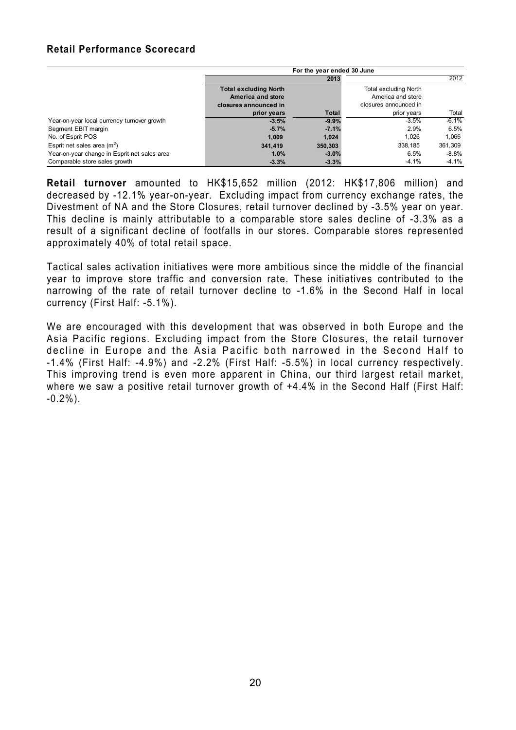## Retail Performance Scorecard

| | For the year ended 30 June | | | |
|---|---|---|---|---|
| | 2013 | | 2012 | |
| | **Total excluding North America and store closures announced in prior years** | **Total** | Total excluding North America and store closures announced in prior years | Total |
| Year-on-year local currency turnover growth | **-3.5%** | **-9.9%** | -3.5% | -6.1% |
| Segment EBIT margin | **-5.7%** | **-7.1%** | 2.9% | 6.5% |
| No. of Esprit POS | **1,009** | **1,024** | 1,026 | 1,066 |
| Esprit net sales area ($m^2$) | **341,419** | **350,303** | 338,185 | 361,309 |
| Year-on-year change in Esprit net sales area | **1.0%** | **-3.0%** | 6.5% | -8.8% |
| Comparable store sales growth | **-3.3%** | **-3.3%** | -4.1% | -4.1% |

**Retail turnover** amounted to HK$15,652 million (2012: HK$17,806 million) and decreased by -12.1% year-on-year. Excluding impact from currency exchange rates, the Divestment of NA and the Store Closures, retail turnover declined by -3.5% year on year. This decline is mainly attributable to a comparable store sales decline of -3.3% as a result of a significant decline of footfalls in our stores. Comparable stores represented approximately 40% of total retail space.

Tactical sales activation initiatives were more ambitious since the middle of the financial year to improve store traffic and conversion rate. These initiatives contributed to the narrowing of the rate of retail turnover decline to -1.6% in the Second Half in local currency (First Half: -5.1%).

We are encouraged with this development that was observed in both Europe and the Asia Pacific regions. Excluding impact from the Store Closures, the retail turnover decline in Europe and the Asia Pacific both narrowed in the Second Half to -1.4% (First Half: -4.9%) and -2.2% (First Half: -5.5%) in local currency respectively. This improving trend is even more apparent in China, our third largest retail market, where we saw a positive retail turnover growth of +4.4% in the Second Half (First Half: -0.2%).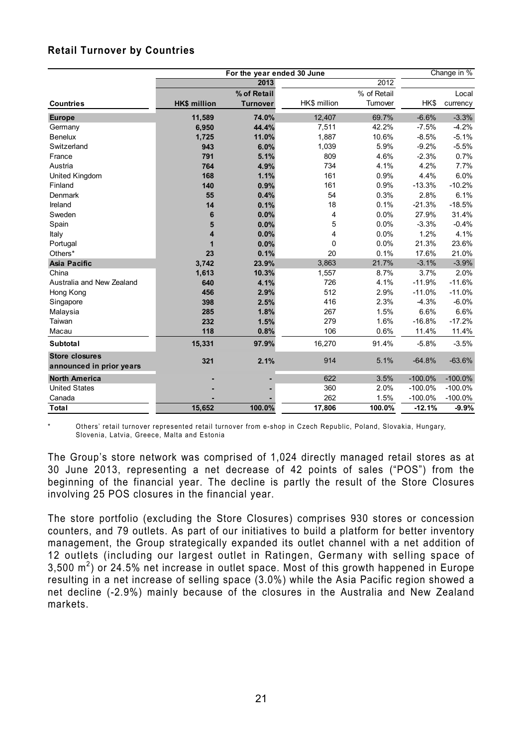### Retail Turnover by Countries

| | For the year ended 30 June | | | | Change in % | |
|---|---|---|---|---|---|---|
| | 2013 | | 2012 | | | |
| **Countries** | **HK$ million** | **% of Retail Turnover** | HK$ million | % of Retail Turnover | HK$ | Local currency |
| **Europe** | **11,589** | **74.0%** | 12,407 | 69.7% | -6.6% | -3.3% |
| Germany | **6,950** | **44.4%** | 7,511 | 42.2% | -7.5% | -4.2% |
| Benelux | **1,725** | **11.0%** | 1,887 | 10.6% | -8.5% | -5.1% |
| Switzerland | **943** | **6.0%** | 1,039 | 5.9% | -9.2% | -5.5% |
| France | **791** | **5.1%** | 809 | 4.6% | -2.3% | 0.7% |
| Austria | **764** | **4.9%** | 734 | 4.1% | 4.2% | 7.7% |
| United Kingdom | **168** | **1.1%** | 161 | 0.9% | 4.4% | 6.0% |
| Finland | **140** | **0.9%** | 161 | 0.9% | -13.3% | -10.2% |
| Denmark | **55** | **0.4%** | 54 | 0.3% | 2.8% | 6.1% |
| Ireland | **14** | **0.1%** | 18 | 0.1% | -21.3% | -18.5% |
| Sweden | **6** | **0.0%** | 4 | 0.0% | 27.9% | 31.4% |
| Spain | **5** | **0.0%** | 5 | 0.0% | -3.3% | -0.4% |
| Italy | **4** | **0.0%** | 4 | 0.0% | 1.2% | 4.1% |
| Portugal | **1** | **0.0%** | 0 | 0.0% | 21.3% | 23.6% |
| Others* | **23** | **0.1%** | 20 | 0.1% | 17.6% | 21.0% |
| **Asia Pacific** | **3,742** | **23.9%** | 3,863 | 21.7% | -3.1% | -3.9% |
| China | **1,613** | **10.3%** | 1,557 | 8.7% | 3.7% | 2.0% |
| Australia and New Zealand | **640** | **4.1%** | 726 | 4.1% | -11.9% | -11.6% |
| Hong Kong | **456** | **2.9%** | 512 | 2.9% | -11.0% | -11.0% |
| Singapore | **398** | **2.5%** | 416 | 2.3% | -4.3% | -6.0% |
| Malaysia | **285** | **1.8%** | 267 | 1.5% | 6.6% | 6.6% |
| Taiwan | **232** | **1.5%** | 279 | 1.6% | -16.8% | -17.2% |
| Macau | **118** | **0.8%** | 106 | 0.6% | 11.4% | 11.4% |
| **Subtotal** | **15,331** | **97.9%** | 16,270 | 91.4% | -5.8% | -3.5% |
| **Store closures announced in prior years** | **321** | **2.1%** | 914 | 5.1% | -64.8% | -63.6% |
| **North America** | **-** | **-** | 622 | 3.5% | -100.0% | -100.0% |
| United States | **-** | **-** | 360 | 2.0% | -100.0% | -100.0% |
| Canada | **-** | **-** | 262 | 1.5% | -100.0% | -100.0% |
| **Total** | **15,652** | **100.0%** | **17,806** | **100.0%** | **-12.1%** | **-9.9%** |

\* Others' retail turnover represented retail turnover from e-shop in Czech Republic, Poland, Slovakia, Hungary, Slovenia, Latvia, Greece, Malta and Estonia

The Group's store network was comprised of 1,024 directly managed retail stores as at 30 June 2013, representing a net decrease of 42 points of sales ("POS") from the beginning of the financial year. The decline is partly the result of the Store Closures involving 25 POS closures in the financial year.

The store portfolio (excluding the Store Closures) comprises 930 stores or concession counters, and 79 outlets. As part of our initiatives to build a platform for better inventory management, the Group strategically expanded its outlet channel with a net addition of 12 outlets (including our largest outlet in Ratingen, Germany with selling space of 3,500 $m^2$) or 24.5% net increase in outlet space. Most of this growth happened in Europe resulting in a net increase of selling space (3.0%) while the Asia Pacific region showed a net decline (-2.9%) mainly because of the closures in the Australia and New Zealand markets.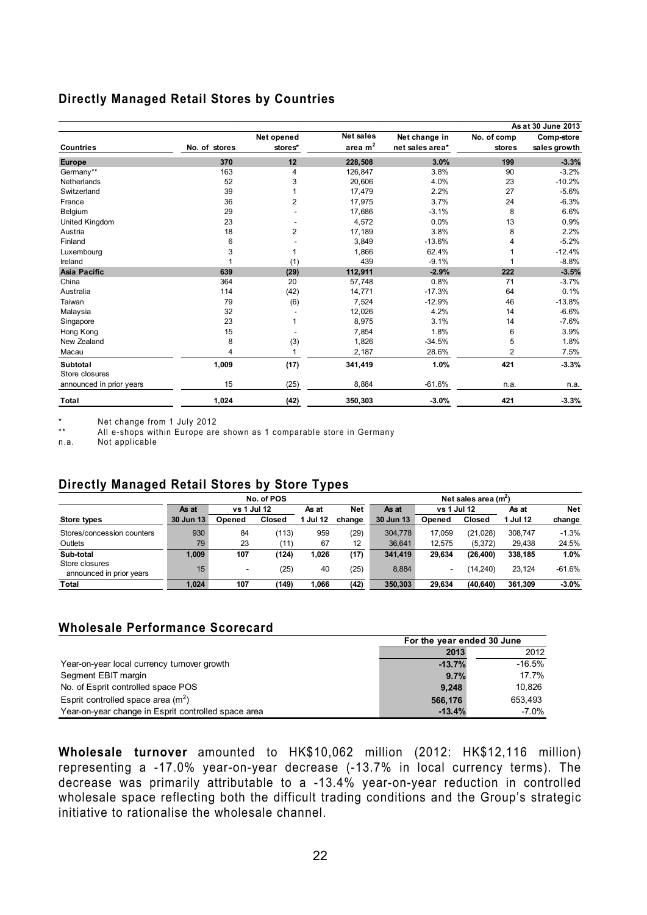## Directly Managed Retail Stores by Countries

| | | | | | | As at 30 June 2013 |
|---|---|---|---|---|---|---|
| **Countries** | **No. of stores** | **Net opened stores*** | **Net sales area m²** | **Net change in net sales area*** | **No. of comp stores** | **Comp-store sales growth** |
| **Europe** | **370** | **12** | **228,508** | **3.0%** | **199** | **-3.3%** |
| Germany** | 163 | 4 | 126,847 | 3.8% | 90 | -3.2% |
| Netherlands | 52 | 3 | 20,606 | 4.0% | 23 | -10.2% |
| Switzerland | 39 | 1 | 17,479 | 2.2% | 27 | -5.6% |
| France | 36 | 2 | 17,975 | 3.7% | 24 | -6.3% |
| Belgium | 29 | - | 17,686 | -3.1% | 8 | 6.6% |
| United Kingdom | 23 | - | 4,572 | 0.0% | 13 | 0.9% |
| Austria | 18 | 2 | 17,189 | 3.8% | 8 | 2.2% |
| Finland | 6 | - | 3,849 | -13.6% | 4 | -5.2% |
| Luxembourg | 3 | 1 | 1,866 | 62.4% | 1 | -12.4% |
| Ireland | 1 | (1) | 439 | -9.1% | 1 | -8.8% |
| **Asia Pacific** | **639** | **(29)** | **112,911** | **-2.9%** | **222** | **-3.5%** |
| China | 364 | 20 | 57,748 | 0.8% | 71 | -3.7% |
| Australia | 114 | (42) | 14,771 | -17.3% | 64 | 0.1% |
| Taiwan | 79 | (6) | 7,524 | -12.9% | 46 | -13.8% |
| Malaysia | 32 | - | 12,026 | 4.2% | 14 | -6.6% |
| Singapore | 23 | 1 | 8,975 | 3.1% | 14 | -7.6% |
| Hong Kong | 15 | - | 7,854 | 1.8% | 6 | 3.9% |
| New Zealand | 8 | (3) | 1,826 | -34.5% | 5 | 1.8% |
| Macau | 4 | 1 | 2,187 | 28.6% | 2 | 7.5% |
| **Subtotal** | **1,009** | **(17)** | **341,419** | **1.0%** | **421** | **-3.3%** |
| Store closures announced in prior years | 15 | (25) | 8,884 | -61.6% | n.a. | n.a. |
| **Total** | **1,024** | **(42)** | **350,303** | **-3.0%** | **421** | **-3.3%** |

\* Net change from 1 July 2012

\** All e-shops within Europe are shown as 1 comparable store in Germany

n.a. Not applicable

## Directly Managed Retail Stores by Store Types

| | No. of POS | | | | | Net sales area (m²) | | | | |
|---|---|---|---|---|---|---|---|---|---|---|
| | **As at** | **vs 1 Jul 12** | | **As at** | **Net** | **As at** | **vs 1 Jul 12** | | **As at** | **Net** |
| **Store types** | **30 Jun 13** | **Opened** | **Closed** | **1 Jul 12** | **change** | **30 Jun 13** | **Opened** | **Closed** | **1 Jul 12** | **change** |
| Stores/concession counters | 930 | 84 | (113) | 959 | (29) | 304,778 | 17,059 | (21,028) | 308,747 | -1.3% |
| Outlets | 79 | 23 | (11) | 67 | 12 | 36,641 | 12,575 | (5,372) | 29,438 | 24.5% |
| **Sub-total** | **1,009** | **107** | **(124)** | **1,026** | **(17)** | **341,419** | **29,634** | **(26,400)** | **338,185** | **1.0%** |
| Store closures announced in prior years | 15 | - | (25) | 40 | (25) | 8,884 | - | (14,240) | 23,124 | -61.6% |
| **Total** | **1,024** | **107** | **(149)** | **1,066** | **(42)** | **350,303** | **29,634** | **(40,640)** | **361,309** | **-3.0%** |

## Wholesale Performance Scorecard

| | For the year ended 30 June | |
|---|---|---|
| | **2013** | 2012 |
| Year-on-year local currency turnover growth | **-13.7%** | -16.5% |
| Segment EBIT margin | **9.7%** | 17.7% |
| No. of Esprit controlled space POS | **9,248** | 10,826 |
| Esprit controlled space area (m²) | **566,176** | 653,493 |
| Year-on-year change in Esprit controlled space area | **-13.4%** | -7.0% |

**Wholesale turnover** amounted to HK$10,062 million (2012: HK$12,116 million) representing a -17.0% year-on-year decrease (-13.7% in local currency terms). The decrease was primarily attributable to a -13.4% year-on-year reduction in controlled wholesale space reflecting both the difficult trading conditions and the Group's strategic initiative to rationalise the wholesale channel.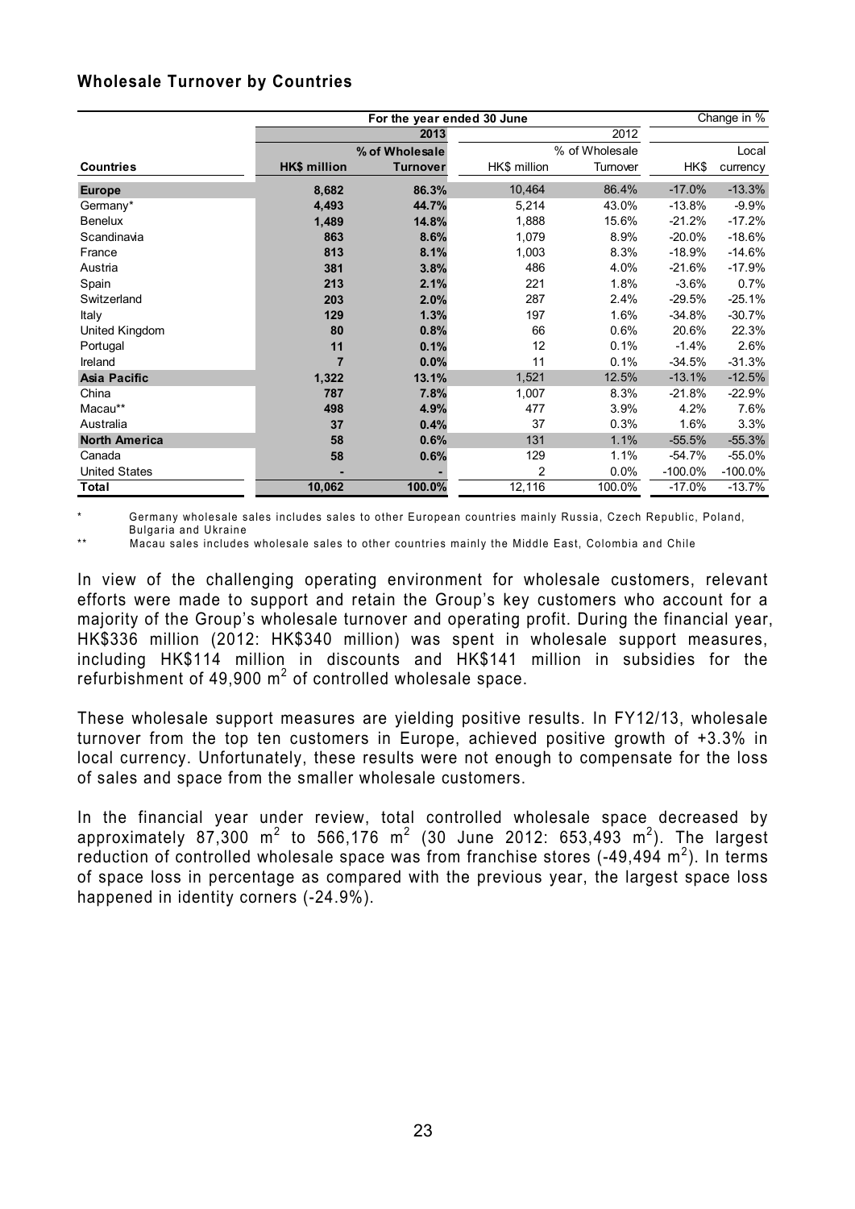### Wholesale Turnover by Countries

| | For the year ended 30 June | | | | Change in % | |
|---|---|---|---|---|---|---|
| | 2013 | | 2012 | | | |
| **Countries** | **HK$ million** | **% of Wholesale Turnover** | HK$ million | % of Wholesale Turnover | HK$ | Local currency |
| **Europe** | **8,682** | **86.3%** | 10,464 | 86.4% | -17.0% | -13.3% |
| Germany* | **4,493** | **44.7%** | 5,214 | 43.0% | -13.8% | -9.9% |
| Benelux | **1,489** | **14.8%** | 1,888 | 15.6% | -21.2% | -17.2% |
| Scandinavia | **863** | **8.6%** | 1,079 | 8.9% | -20.0% | -18.6% |
| France | **813** | **8.1%** | 1,003 | 8.3% | -18.9% | -14.6% |
| Austria | **381** | **3.8%** | 486 | 4.0% | -21.6% | -17.9% |
| Spain | **213** | **2.1%** | 221 | 1.8% | -3.6% | 0.7% |
| Switzerland | **203** | **2.0%** | 287 | 2.4% | -29.5% | -25.1% |
| Italy | **129** | **1.3%** | 197 | 1.6% | -34.8% | -30.7% |
| United Kingdom | **80** | **0.8%** | 66 | 0.6% | 20.6% | 22.3% |
| Portugal | **11** | **0.1%** | 12 | 0.1% | -1.4% | 2.6% |
| Ireland | **7** | **0.0%** | 11 | 0.1% | -34.5% | -31.3% |
| **Asia Pacific** | **1,322** | **13.1%** | 1,521 | 12.5% | -13.1% | -12.5% |
| China | **787** | **7.8%** | 1,007 | 8.3% | -21.8% | -22.9% |
| Macau** | **498** | **4.9%** | 477 | 3.9% | 4.2% | 7.6% |
| Australia | **37** | **0.4%** | 37 | 0.3% | 1.6% | 3.3% |
| **North America** | **58** | **0.6%** | 131 | 1.1% | -55.5% | -55.3% |
| Canada | **58** | **0.6%** | 129 | 1.1% | -54.7% | -55.0% |
| United States | **-** | **-** | 2 | 0.0% | -100.0% | -100.0% |
| **Total** | **10,062** | **100.0%** | 12,116 | 100.0% | -17.0% | -13.7% |

\* Germany wholesale sales includes sales to other European countries mainly Russia, Czech Republic, Poland, Bulgaria and Ukraine

\*\* Macau sales includes wholesale sales to other countries mainly the Middle East, Colombia and Chile

In view of the challenging operating environment for wholesale customers, relevant efforts were made to support and retain the Group's key customers who account for a majority of the Group's wholesale turnover and operating profit. During the financial year, HK$336 million (2012: HK$340 million) was spent in wholesale support measures, including HK$114 million in discounts and HK$141 million in subsidies for the refurbishment of 49,900 $m^2$ of controlled wholesale space.

These wholesale support measures are yielding positive results. In FY12/13, wholesale turnover from the top ten customers in Europe, achieved positive growth of +3.3% in local currency. Unfortunately, these results were not enough to compensate for the loss of sales and space from the smaller wholesale customers.

In the financial year under review, total controlled wholesale space decreased by approximately 87,300 $m^2$ to 566,176 $m^2$ (30 June 2012: 653,493 $m^2$). The largest reduction of controlled wholesale space was from franchise stores (-49,494 $m^2$). In terms of space loss in percentage as compared with the previous year, the largest space loss happened in identity corners (-24.9%).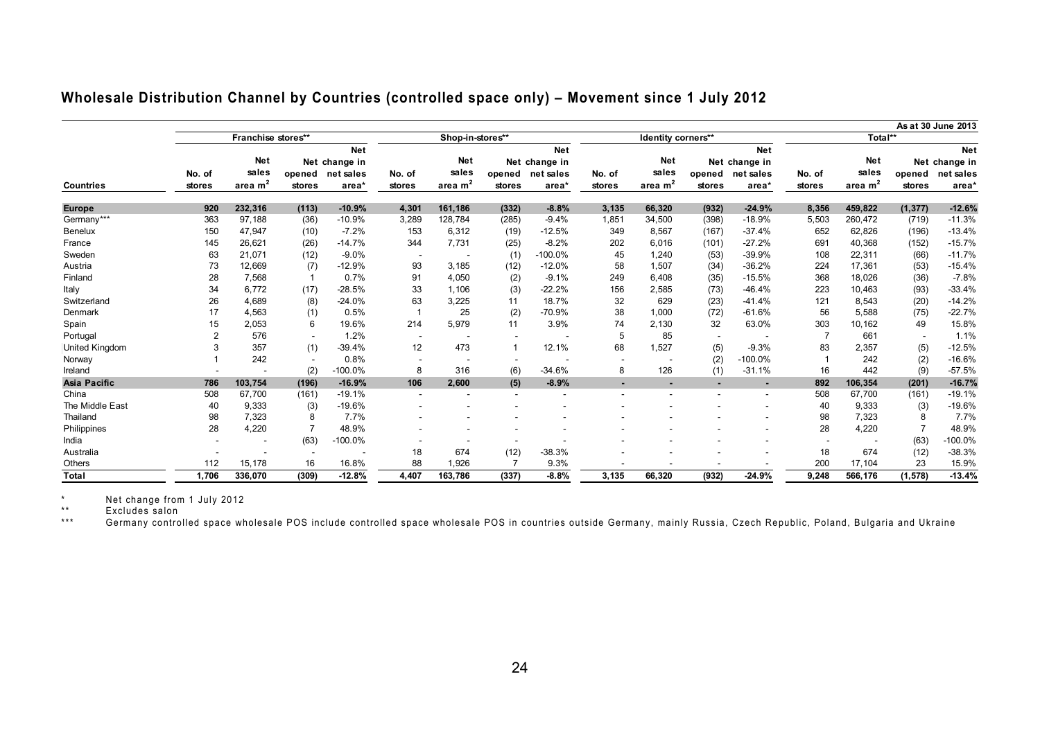## Wholesale Distribution Channel by Countries (controlled space only) – Movement since 1 July 2012

As at 30 June 2013

| | Franchise stores** | | | | Shop-in-stores** | | | | Identity corners** | | | | Total** | | | |
|---|---|---|---|---|---|---|---|---|---|---|---|---|---|---|---|---|
| Countries | No. of stores | Net sales area m$^2$ | opened stores | Net change in net sales area* | No. of stores | Net sales area m$^2$ | opened stores | Net change in net sales area* | No. of stores | Net sales area m$^2$ | opened stores | Net change in net sales area* | No. of stores | Net sales area m$^2$ | opened stores | Net change in net sales area* |
| **Europe** | **920** | **232,316** | **(113)** | **-10.9%** | **4,301** | **161,186** | **(332)** | **-8.8%** | **3,135** | **66,320** | **(932)** | **-24.9%** | **8,356** | **459,822** | **(1,377)** | **-12.6%** |
| Germany*** | 363 | 97,188 | (36) | -10.9% | 3,289 | 128,784 | (285) | -9.4% | 1,851 | 34,500 | (398) | -18.9% | 5,503 | 260,472 | (719) | -11.3% |
| Benelux | 150 | 47,947 | (10) | -7.2% | 153 | 6,312 | (19) | -12.5% | 349 | 8,567 | (167) | -37.4% | 652 | 62,826 | (196) | -13.4% |
| France | 145 | 26,621 | (26) | -14.7% | 344 | 7,731 | (25) | -8.2% | 202 | 6,016 | (101) | -27.2% | 691 | 40,368 | (152) | -15.7% |
| Sweden | 63 | 21,071 | (12) | -9.0% | - | - | (1) | -100.0% | 45 | 1,240 | (53) | -39.9% | 108 | 22,311 | (66) | -11.7% |
| Austria | 73 | 12,669 | (7) | -12.9% | 93 | 3,185 | (12) | -12.0% | 58 | 1,507 | (34) | -36.2% | 224 | 17,361 | (53) | -15.4% |
| Finland | 28 | 7,568 | 1 | 0.7% | 91 | 4,050 | (2) | -9.1% | 249 | 6,408 | (35) | -15.5% | 368 | 18,026 | (36) | -7.8% |
| Italy | 34 | 6,772 | (17) | -28.5% | 33 | 1,106 | (3) | -22.2% | 156 | 2,585 | (73) | -46.4% | 223 | 10,463 | (93) | -33.4% |
| Switzerland | 26 | 4,689 | (8) | -24.0% | 63 | 3,225 | 11 | 18.7% | 32 | 629 | (23) | -41.4% | 121 | 8,543 | (20) | -14.2% |
| Denmark | 17 | 4,563 | (1) | 0.5% | 1 | 25 | (2) | -70.9% | 38 | 1,000 | (72) | -61.6% | 56 | 5,588 | (75) | -22.7% |
| Spain | 15 | 2,053 | 6 | 19.6% | 214 | 5,979 | 11 | 3.9% | 74 | 2,130 | 32 | 63.0% | 303 | 10,162 | 49 | 15.8% |
| Portugal | 2 | 576 | - | 1.2% | - | - | - | - | 5 | 85 | - | - | 7 | 661 | - | 1.1% |
| United Kingdom | 3 | 357 | (1) | -39.4% | 12 | 473 | 1 | 12.1% | 68 | 1,527 | (5) | -9.3% | 83 | 2,357 | (5) | -12.5% |
| Norway | 1 | 242 | - | 0.8% | - | - | - | - | - | - | (2) | -100.0% | 1 | 242 | (2) | -16.6% |
| Ireland | - | - | (2) | -100.0% | 8 | 316 | (6) | -34.6% | 8 | 126 | (1) | -31.1% | 16 | 442 | (9) | -57.5% |
| **Asia Pacific** | **786** | **103,754** | **(196)** | **-16.9%** | **106** | **2,600** | **(5)** | **-8.9%** | **-** | **-** | **-** | **-** | **892** | **106,354** | **(201)** | **-16.7%** |
| China | 508 | 67,700 | (161) | -19.1% | - | - | - | - | - | - | - | - | 508 | 67,700 | (161) | -19.1% |
| The Middle East | 40 | 9,333 | (3) | -19.6% | - | - | - | - | - | - | - | - | 40 | 9,333 | (3) | -19.6% |
| Thailand | 98 | 7,323 | 8 | 7.7% | - | - | - | - | - | - | - | - | 98 | 7,323 | 8 | 7.7% |
| Philippines | 28 | 4,220 | 7 | 48.9% | - | - | - | - | - | - | - | - | 28 | 4,220 | 7 | 48.9% |
| India | - | - | (63) | -100.0% | - | - | - | - | - | - | - | - | - | - | (63) | -100.0% |
| Australia | - | - | - | - | 18 | 674 | (12) | -38.3% | - | - | - | - | 18 | 674 | (12) | -38.3% |
| Others | 112 | 15,178 | 16 | 16.8% | 88 | 1,926 | 7 | 9.3% | - | - | - | - | 200 | 17,104 | 23 | 15.9% |
| **Total** | **1,706** | **336,070** | **(309)** | **-12.8%** | **4,407** | **163,786** | **(337)** | **-8.8%** | **3,135** | **66,320** | **(932)** | **-24.9%** | **9,248** | **566,176** | **(1,578)** | **-13.4%** |

\* Net change from 1 July 2012

\** Excludes salon

\*** Germany controlled space wholesale POS include controlled space wholesale POS in countries outside Germany, mainly Russia, Czech Republic, Poland, Bulgaria and Ukraine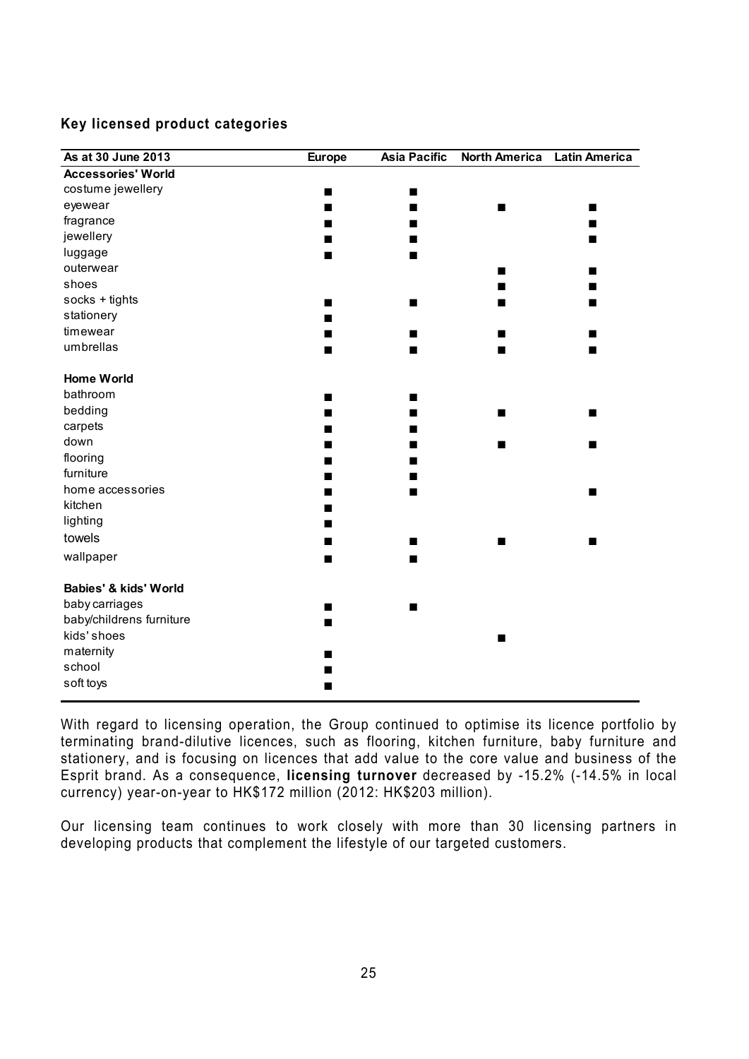### Key licensed product categories

| As at 30 June 2013 | Europe | Asia Pacific | North America | Latin America |
|---|---|---|---|---|
| **Accessories' World** | | | | |
| costume jewellery | ■ | ■ | | |
| eyewear | ■ | ■ | ■ | ■ |
| fragrance | ■ | ■ | | ■ |
| jewellery | ■ | ■ | | ■ |
| luggage | ■ | ■ | | |
| outerwear | | | ■ | ■ |
| shoes | | | ■ | ■ |
| socks + tights | ■ | ■ | ■ | ■ |
| stationery | ■ | | | |
| timewear | ■ | ■ | ■ | ■ |
| umbrellas | ■ | ■ | ■ | ■ |
| **Home World** | | | | |
| bathroom | ■ | ■ | | |
| bedding | ■ | ■ | ■ | ■ |
| carpets | ■ | ■ | | |
| down | ■ | ■ | ■ | ■ |
| flooring | ■ | ■ | | |
| furniture | ■ | ■ | | |
| home accessories | ■ | ■ | | ■ |
| kitchen | ■ | | | |
| lighting | ■ | | | |
| towels | ■ | ■ | ■ | ■ |
| wallpaper | ■ | ■ | | |
| **Babies' & kids' World** | | | | |
| baby carriages | ■ | ■ | | |
| baby/childrens furniture | ■ | | | |
| kids' shoes | | | ■ | |
| maternity | ■ | | | |
| school | ■ | | | |
| soft toys | ■ | | | |

With regard to licensing operation, the Group continued to optimise its licence portfolio by terminating brand-dilutive licences, such as flooring, kitchen furniture, baby furniture and stationery, and is focusing on licences that add value to the core value and business of the Esprit brand. As a consequence, **licensing turnover** decreased by -15.2% (-14.5% in local currency) year-on-year to HK$172 million (2012: HK$203 million).

Our licensing team continues to work closely with more than 30 licensing partners in developing products that complement the lifestyle of our targeted customers.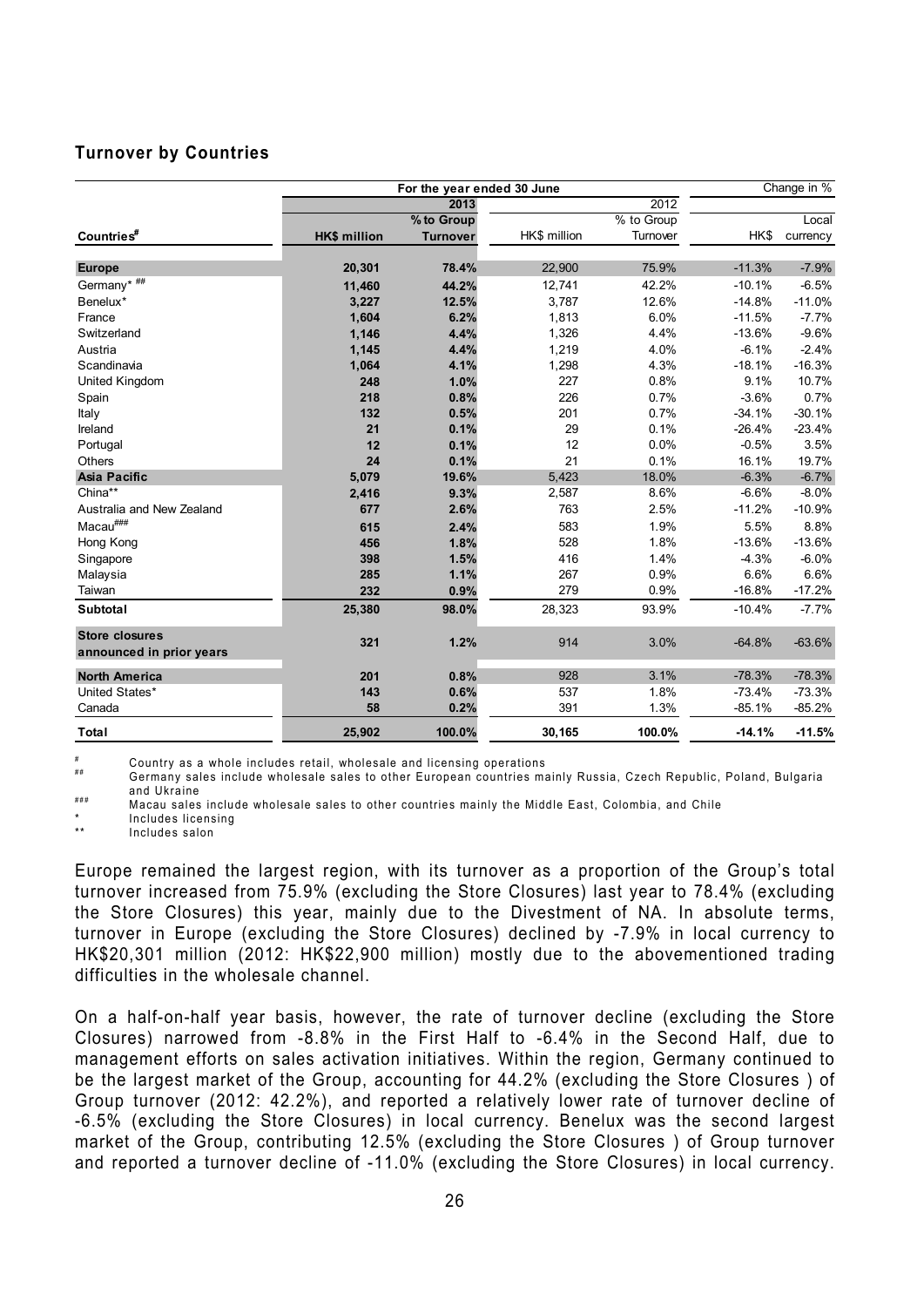**Turnover by Countries**

| | For the year ended 30 June | | | | Change in % | |
|---|---|---|---|---|---|---|
| | 2013 | | 2012 | | | |
| Countries# | HK$ million | % to Group Turnover | HK$ million | % to Group Turnover | HK$ | Local currency |
| **Europe** | **20,301** | **78.4%** | 22,900 | 75.9% | -11.3% | -7.9% |
| Germany* ## | **11,460** | **44.2%** | 12,741 | 42.2% | -10.1% | -6.5% |
| Benelux* | **3,227** | **12.5%** | 3,787 | 12.6% | -14.8% | -11.0% |
| France | **1,604** | **6.2%** | 1,813 | 6.0% | -11.5% | -7.7% |
| Switzerland | **1,146** | **4.4%** | 1,326 | 4.4% | -13.6% | -9.6% |
| Austria | **1,145** | **4.4%** | 1,219 | 4.0% | -6.1% | -2.4% |
| Scandinavia | **1,064** | **4.1%** | 1,298 | 4.3% | -18.1% | -16.3% |
| United Kingdom | **248** | **1.0%** | 227 | 0.8% | 9.1% | 10.7% |
| Spain | **218** | **0.8%** | 226 | 0.7% | -3.6% | 0.7% |
| Italy | **132** | **0.5%** | 201 | 0.7% | -34.1% | -30.1% |
| Ireland | **21** | **0.1%** | 29 | 0.1% | -26.4% | -23.4% |
| Portugal | **12** | **0.1%** | 12 | 0.0% | -0.5% | 3.5% |
| Others | **24** | **0.1%** | 21 | 0.1% | 16.1% | 19.7% |
| **Asia Pacific** | **5,079** | **19.6%** | 5,423 | 18.0% | -6.3% | -6.7% |
| China** | **2,416** | **9.3%** | 2,587 | 8.6% | -6.6% | -8.0% |
| Australia and New Zealand | **677** | **2.6%** | 763 | 2.5% | -11.2% | -10.9% |
| Macau### | **615** | **2.4%** | 583 | 1.9% | 5.5% | 8.8% |
| Hong Kong | **456** | **1.8%** | 528 | 1.8% | -13.6% | -13.6% |
| Singapore | **398** | **1.5%** | 416 | 1.4% | -4.3% | -6.0% |
| Malaysia | **285** | **1.1%** | 267 | 0.9% | 6.6% | 6.6% |
| Taiwan | **232** | **0.9%** | 279 | 0.9% | -16.8% | -17.2% |
| **Subtotal** | **25,380** | **98.0%** | 28,323 | 93.9% | -10.4% | -7.7% |
| **Store closures announced in prior years** | **321** | **1.2%** | 914 | 3.0% | -64.8% | -63.6% |
| **North America** | **201** | **0.8%** | 928 | 3.1% | -78.3% | -78.3% |
| United States* | **143** | **0.6%** | 537 | 1.8% | -73.4% | -73.3% |
| Canada | **58** | **0.2%** | 391 | 1.3% | -85.1% | -85.2% |
| **Total** | **25,902** | **100.0%** | **30,165** | **100.0%** | **-14.1%** | **-11.5%** |

# Country as a whole includes retail, wholesale and licensing operations

## Germany sales include wholesale sales to other European countries mainly Russia, Czech Republic, Poland, Bulgaria and Ukraine

### Macau sales include wholesale sales to other countries mainly the Middle East, Colombia, and Chile

\* Includes licensing

** Includes salon

Europe remained the largest region, with its turnover as a proportion of the Group's total turnover increased from 75.9% (excluding the Store Closures) last year to 78.4% (excluding the Store Closures) this year, mainly due to the Divestment of NA. In absolute terms, turnover in Europe (excluding the Store Closures) declined by -7.9% in local currency to HK$20,301 million (2012: HK$22,900 million) mostly due to the abovementioned trading difficulties in the wholesale channel.

On a half-on-half year basis, however, the rate of turnover decline (excluding the Store Closures) narrowed from -8.8% in the First Half to -6.4% in the Second Half, due to management efforts on sales activation initiatives. Within the region, Germany continued to be the largest market of the Group, accounting for 44.2% (excluding the Store Closures ) of Group turnover (2012: 42.2%), and reported a relatively lower rate of turnover decline of -6.5% (excluding the Store Closures) in local currency. Benelux was the second largest market of the Group, contributing 12.5% (excluding the Store Closures ) of Group turnover and reported a turnover decline of -11.0% (excluding the Store Closures) in local currency.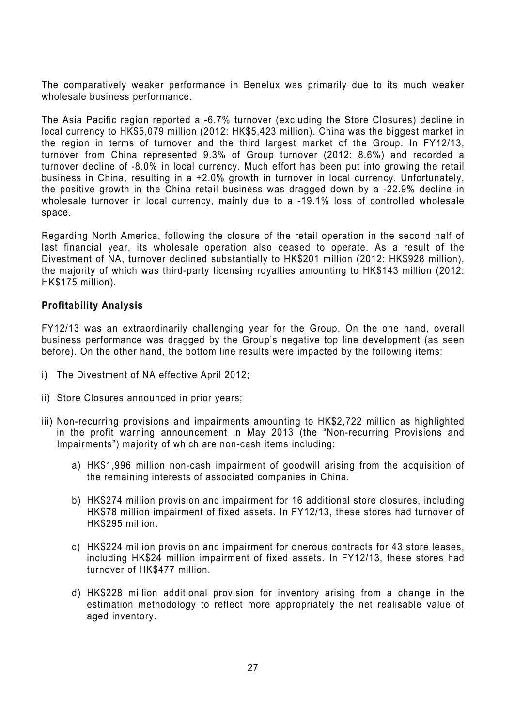The comparatively weaker performance in Benelux was primarily due to its much weaker wholesale business performance.

The Asia Pacific region reported a -6.7% turnover (excluding the Store Closures) decline in local currency to HK$5,079 million (2012: HK$5,423 million). China was the biggest market in the region in terms of turnover and the third largest market of the Group. In FY12/13, turnover from China represented 9.3% of Group turnover (2012: 8.6%) and recorded a turnover decline of -8.0% in local currency. Much effort has been put into growing the retail business in China, resulting in a +2.0% growth in turnover in local currency. Unfortunately, the positive growth in the China retail business was dragged down by a -22.9% decline in wholesale turnover in local currency, mainly due to a -19.1% loss of controlled wholesale space.

Regarding North America, following the closure of the retail operation in the second half of last financial year, its wholesale operation also ceased to operate. As a result of the Divestment of NA, turnover declined substantially to HK$201 million (2012: HK$928 million), the majority of which was third-party licensing royalties amounting to HK$143 million (2012: HK$175 million).

**Profitability Analysis**

FY12/13 was an extraordinarily challenging year for the Group. On the one hand, overall business performance was dragged by the Group's negative top line development (as seen before). On the other hand, the bottom line results were impacted by the following items:

i) The Divestment of NA effective April 2012;

ii) Store Closures announced in prior years;

iii) Non-recurring provisions and impairments amounting to HK$2,722 million as highlighted in the profit warning announcement in May 2013 (the "Non-recurring Provisions and Impairments") majority of which are non-cash items including:

   a) HK$1,996 million non-cash impairment of goodwill arising from the acquisition of the remaining interests of associated companies in China.

   b) HK$274 million provision and impairment for 16 additional store closures, including HK$78 million impairment of fixed assets. In FY12/13, these stores had turnover of HK$295 million.

   c) HK$224 million provision and impairment for onerous contracts for 43 store leases, including HK$24 million impairment of fixed assets. In FY12/13, these stores had turnover of HK$477 million.

   d) HK$228 million additional provision for inventory arising from a change in the estimation methodology to reflect more appropriately the net realisable value of aged inventory.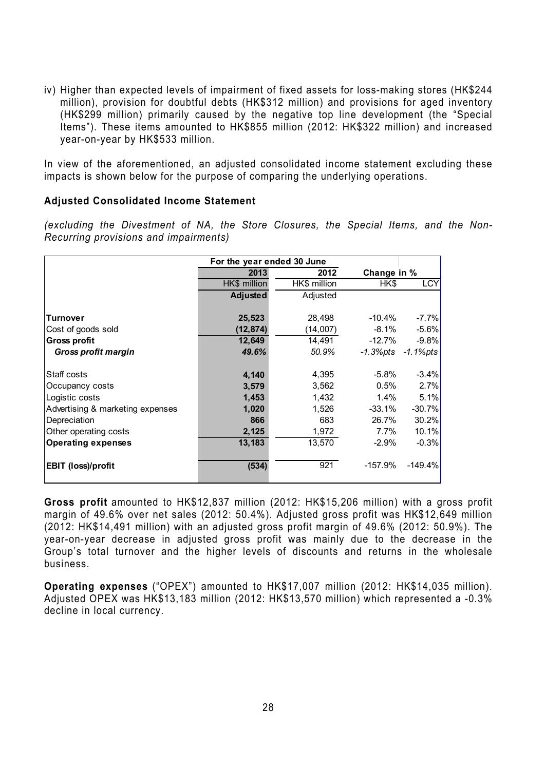iv) Higher than expected levels of impairment of fixed assets for loss-making stores (HK$244 million), provision for doubtful debts (HK$312 million) and provisions for aged inventory (HK$299 million) primarily caused by the negative top line development (the "Special Items"). These items amounted to HK$855 million (2012: HK$322 million) and increased year-on-year by HK$533 million.

In view of the aforementioned, an adjusted consolidated income statement excluding these impacts is shown below for the purpose of comparing the underlying operations.

### Adjusted Consolidated Income Statement

*(excluding the Divestment of NA, the Store Closures, the Special Items, and the Non-Recurring provisions and impairments)*

| | For the year ended 30 June | | | |
|---|---|---|---|---|
| | 2013 | 2012 | Change in % | |
| | HK$ million | HK$ million | HK$ | LCY |
| | **Adjusted** | Adjusted | | |
| **Turnover** | **25,523** | 28,498 | -10.4% | -7.7% |
| Cost of goods sold | **(12,874)** | (14,007) | -8.1% | -5.6% |
| **Gross profit** | **12,649** | 14,491 | -12.7% | -9.8% |
| ***Gross profit margin*** | ***49.6%*** | *50.9%* | *-1.3%pts* | *-1.1%pts* |
| Staff costs | **4,140** | 4,395 | -5.8% | -3.4% |
| Occupancy costs | **3,579** | 3,562 | 0.5% | 2.7% |
| Logistic costs | **1,453** | 1,432 | 1.4% | 5.1% |
| Advertising & marketing expenses | **1,020** | 1,526 | -33.1% | -30.7% |
| Depreciation | **866** | 683 | 26.7% | 30.2% |
| Other operating costs | **2,125** | 1,972 | 7.7% | 10.1% |
| **Operating expenses** | **13,183** | 13,570 | -2.9% | -0.3% |
| **EBIT (loss)/profit** | **(534)** | 921 | -157.9% | -149.4% |

**Gross profit** amounted to HK$12,837 million (2012: HK$15,206 million) with a gross profit margin of 49.6% over net sales (2012: 50.4%). Adjusted gross profit was HK$12,649 million (2012: HK$14,491 million) with an adjusted gross profit margin of 49.6% (2012: 50.9%). The year-on-year decrease in adjusted gross profit was mainly due to the decrease in the Group's total turnover and the higher levels of discounts and returns in the wholesale business.

**Operating expenses** ("OPEX") amounted to HK$17,007 million (2012: HK$14,035 million). Adjusted OPEX was HK$13,183 million (2012: HK$13,570 million) which represented a -0.3% decline in local currency.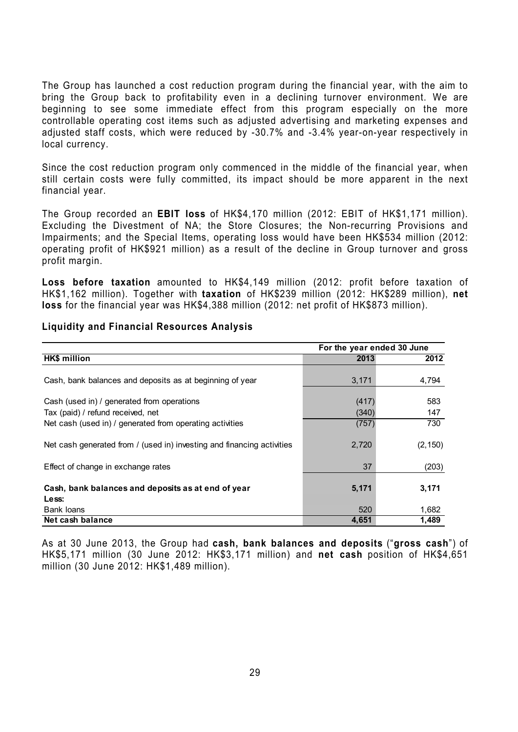The Group has launched a cost reduction program during the financial year, with the aim to bring the Group back to profitability even in a declining turnover environment. We are beginning to see some immediate effect from this program especially on the more controllable operating cost items such as adjusted advertising and marketing expenses and adjusted staff costs, which were reduced by -30.7% and -3.4% year-on-year respectively in local currency.

Since the cost reduction program only commenced in the middle of the financial year, when still certain costs were fully committed, its impact should be more apparent in the next financial year.

The Group recorded an **EBIT loss** of HK$4,170 million (2012: EBIT of HK$1,171 million). Excluding the Divestment of NA; the Store Closures; the Non-recurring Provisions and Impairments; and the Special Items, operating loss would have been HK$534 million (2012: operating profit of HK$921 million) as a result of the decline in Group turnover and gross profit margin.

**Loss before taxation** amounted to HK$4,149 million (2012: profit before taxation of HK$1,162 million). Together with **taxation** of HK$239 million (2012: HK$289 million), **net loss** for the financial year was HK$4,388 million (2012: net profit of HK$873 million).

### Liquidity and Financial Resources Analysis

| | For the year ended 30 June | |
|---|---|---|
| **HK$ million** | **2013** | **2012** |
| Cash, bank balances and deposits as at beginning of year | 3,171 | 4,794 |
| Cash (used in) / generated from operations | (417) | 583 |
| Tax (paid) / refund received, net | (340) | 147 |
| Net cash (used in) / generated from operating activities | (757) | 730 |
| Net cash generated from / (used in) investing and financing activities | 2,720 | (2,150) |
| Effect of change in exchange rates | 37 | (203) |
| **Cash, bank balances and deposits as at end of year** | **5,171** | **3,171** |
| **Less:** | | |
| Bank loans | 520 | 1,682 |
| **Net cash balance** | **4,651** | **1,489** |

As at 30 June 2013, the Group had **cash, bank balances and deposits** ("**gross cash**") of HK$5,171 million (30 June 2012: HK$3,171 million) and **net cash** position of HK$4,651 million (30 June 2012: HK$1,489 million).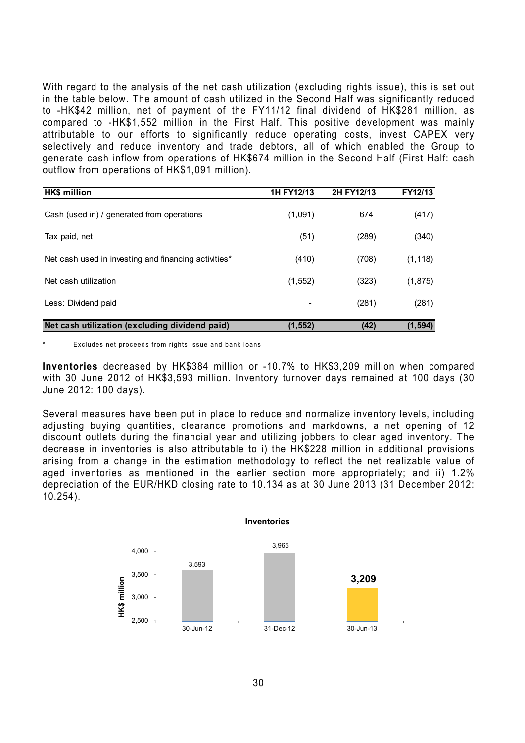With regard to the analysis of the net cash utilization (excluding rights issue), this is set out in the table below. The amount of cash utilized in the Second Half was significantly reduced to -HK$42 million, net of payment of the FY11/12 final dividend of HK$281 million, as compared to -HK$1,552 million in the First Half. This positive development was mainly attributable to our efforts to significantly reduce operating costs, invest CAPEX very selectively and reduce inventory and trade debtors, all of which enabled the Group to generate cash inflow from operations of HK$674 million in the Second Half (First Half: cash outflow from operations of HK$1,091 million).

| HK$ million | 1H FY12/13 | 2H FY12/13 | FY12/13 |
|---|---|---|---|
| Cash (used in) / generated from operations | (1,091) | 674 | (417) |
| Tax paid, net | (51) | (289) | (340) |
| Net cash used in investing and financing activities* | (410) | (708) | (1,118) |
| Net cash utilization | (1,552) | (323) | (1,875) |
| Less: Dividend paid | - | (281) | (281) |
| **Net cash utilization (excluding dividend paid)** | **(1,552)** | **(42)** | **(1,594)** |

\* Excludes net proceeds from rights issue and bank loans

**Inventories** decreased by HK$384 million or -10.7% to HK$3,209 million when compared with 30 June 2012 of HK$3,593 million. Inventory turnover days remained at 100 days (30 June 2012: 100 days).

Several measures have been put in place to reduce and normalize inventory levels, including adjusting buying quantities, clearance promotions and markdowns, a net opening of 12 discount outlets during the financial year and utilizing jobbers to clear aged inventory. The decrease in inventories is also attributable to i) the HK$228 million in additional provisions arising from a change in the estimation methodology to reflect the net realizable value of aged inventories as mentioned in the earlier section more appropriately; and ii) 1.2% depreciation of the EUR/HKD closing rate to 10.134 as at 30 June 2013 (31 December 2012: 10.254).

Inventories

HK$ million

4,000
3,500
3,000
2,500

3,593
3,965
3,209

30-Jun-12
31-Dec-12
30-Jun-13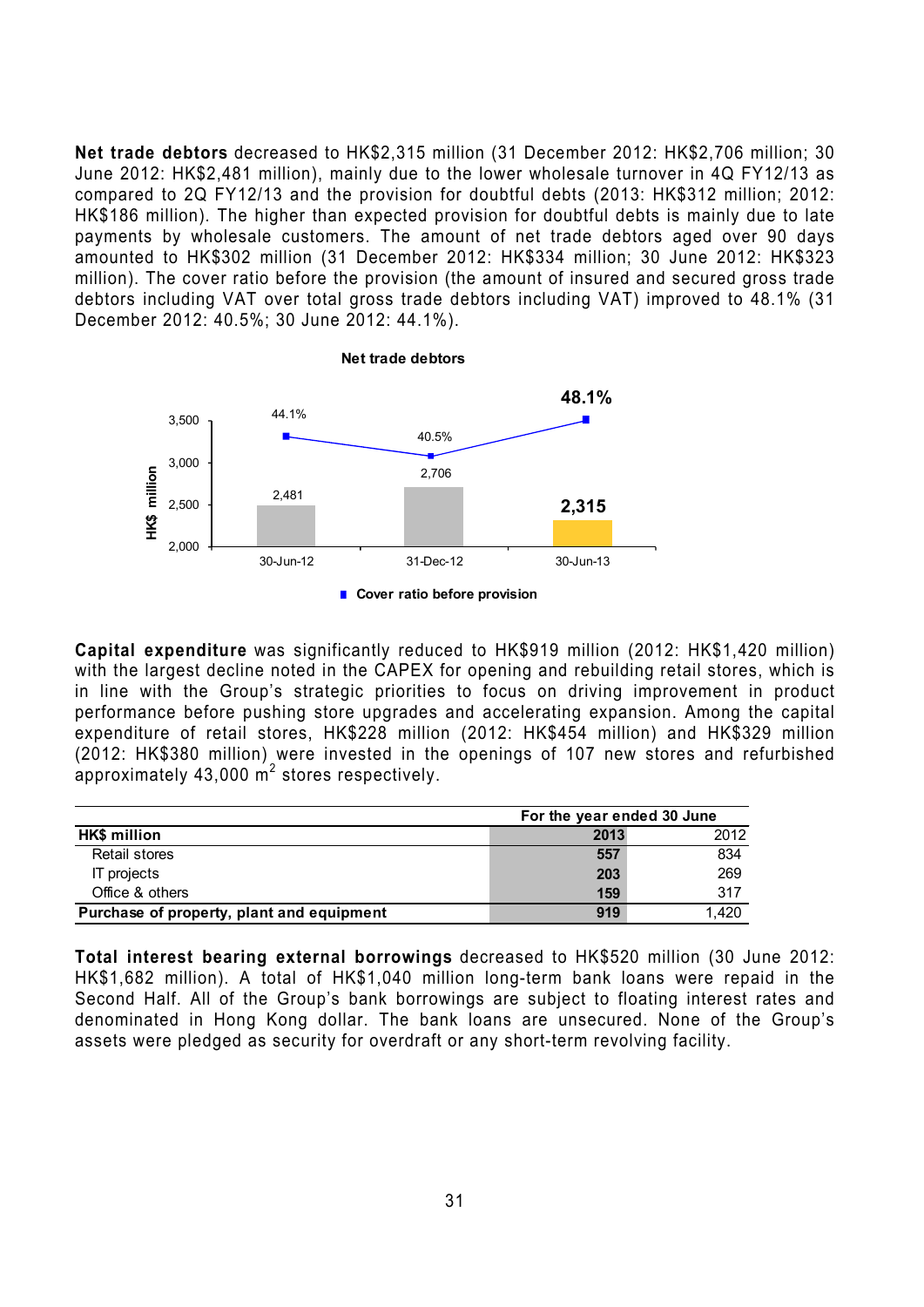**Net trade debtors** decreased to HK$2,315 million (31 December 2012: HK$2,706 million; 30 June 2012: HK$2,481 million), mainly due to the lower wholesale turnover in 4Q FY12/13 as compared to 2Q FY12/13 and the provision for doubtful debts (2013: HK$312 million; 2012: HK$186 million). The higher than expected provision for doubtful debts is mainly due to late payments by wholesale customers. The amount of net trade debtors aged over 90 days amounted to HK$302 million (31 December 2012: HK$334 million; 30 June 2012: HK$323 million). The cover ratio before the provision (the amount of insured and secured gross trade debtors including VAT over total gross trade debtors including VAT) improved to 48.1% (31 December 2012: 40.5%; 30 June 2012: 44.1%).

Net trade debtors

HK$ million

3,500
3,000
2,500
2,000

44.1%
40.5%
48.1%

2,481
2,706
2,315

30-Jun-12
31-Dec-12
30-Jun-13

Cover ratio before provision

**Capital expenditure** was significantly reduced to HK$919 million (2012: HK$1,420 million) with the largest decline noted in the CAPEX for opening and rebuilding retail stores, which is in line with the Group's strategic priorities to focus on driving improvement in product performance before pushing store upgrades and accelerating expansion. Among the capital expenditure of retail stores, HK$228 million (2012: HK$454 million) and HK$329 million (2012: HK$380 million) were invested in the openings of 107 new stores and refurbished approximately 43,000 $m^2$ stores respectively.

| | For the year ended 30 June | |
|---|---|---|
| **HK$ million** | **2013** | 2012 |
| Retail stores | **557** | 834 |
| IT projects | **203** | 269 |
| Office & others | **159** | 317 |
| **Purchase of property, plant and equipment** | **919** | 1,420 |

**Total interest bearing external borrowings** decreased to HK$520 million (30 June 2012: HK$1,682 million). A total of HK$1,040 million long-term bank loans were repaid in the Second Half. All of the Group's bank borrowings are subject to floating interest rates and denominated in Hong Kong dollar. The bank loans are unsecured. None of the Group's assets were pledged as security for overdraft or any short-term revolving facility.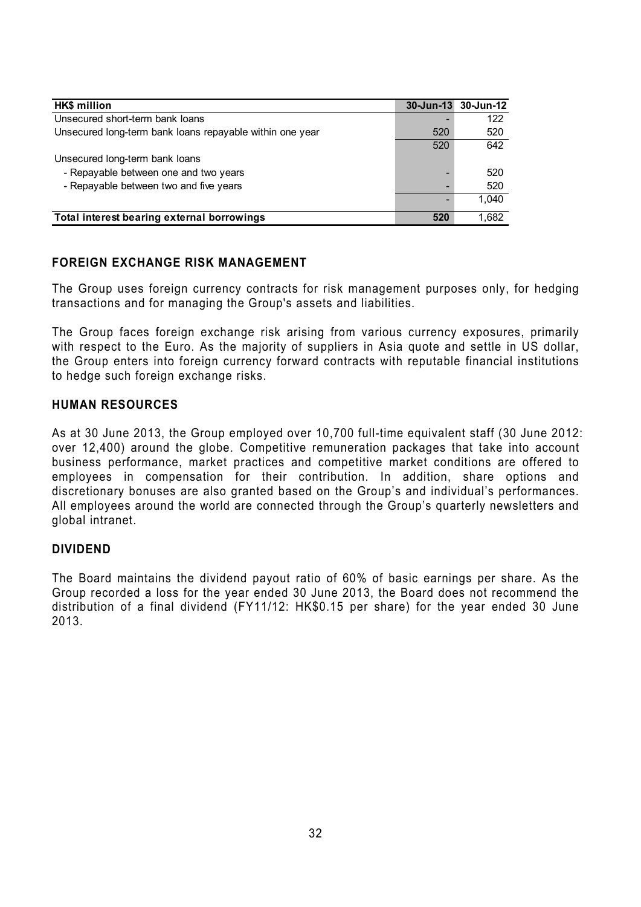| HK$ million | 30-Jun-13 | 30-Jun-12 |
|---|---|---|
| Unsecured short-term bank loans | - | 122 |
| Unsecured long-term bank loans repayable within one year | 520 | 520 |
| | 520 | 642 |
| Unsecured long-term bank loans | | |
| - Repayable between one and two years | - | 520 |
| - Repayable between two and five years | - | 520 |
| | - | 1,040 |
| **Total interest bearing external borrowings** | **520** | 1,682 |

### FOREIGN EXCHANGE RISK MANAGEMENT

The Group uses foreign currency contracts for risk management purposes only, for hedging transactions and for managing the Group's assets and liabilities.

The Group faces foreign exchange risk arising from various currency exposures, primarily with respect to the Euro. As the majority of suppliers in Asia quote and settle in US dollar, the Group enters into foreign currency forward contracts with reputable financial institutions to hedge such foreign exchange risks.

### HUMAN RESOURCES

As at 30 June 2013, the Group employed over 10,700 full-time equivalent staff (30 June 2012: over 12,400) around the globe. Competitive remuneration packages that take into account business performance, market practices and competitive market conditions are offered to employees in compensation for their contribution. In addition, share options and discretionary bonuses are also granted based on the Group's and individual's performances. All employees around the world are connected through the Group's quarterly newsletters and global intranet.

### DIVIDEND

The Board maintains the dividend payout ratio of 60% of basic earnings per share. As the Group recorded a loss for the year ended 30 June 2013, the Board does not recommend the distribution of a final dividend (FY11/12: HK$0.15 per share) for the year ended 30 June 2013.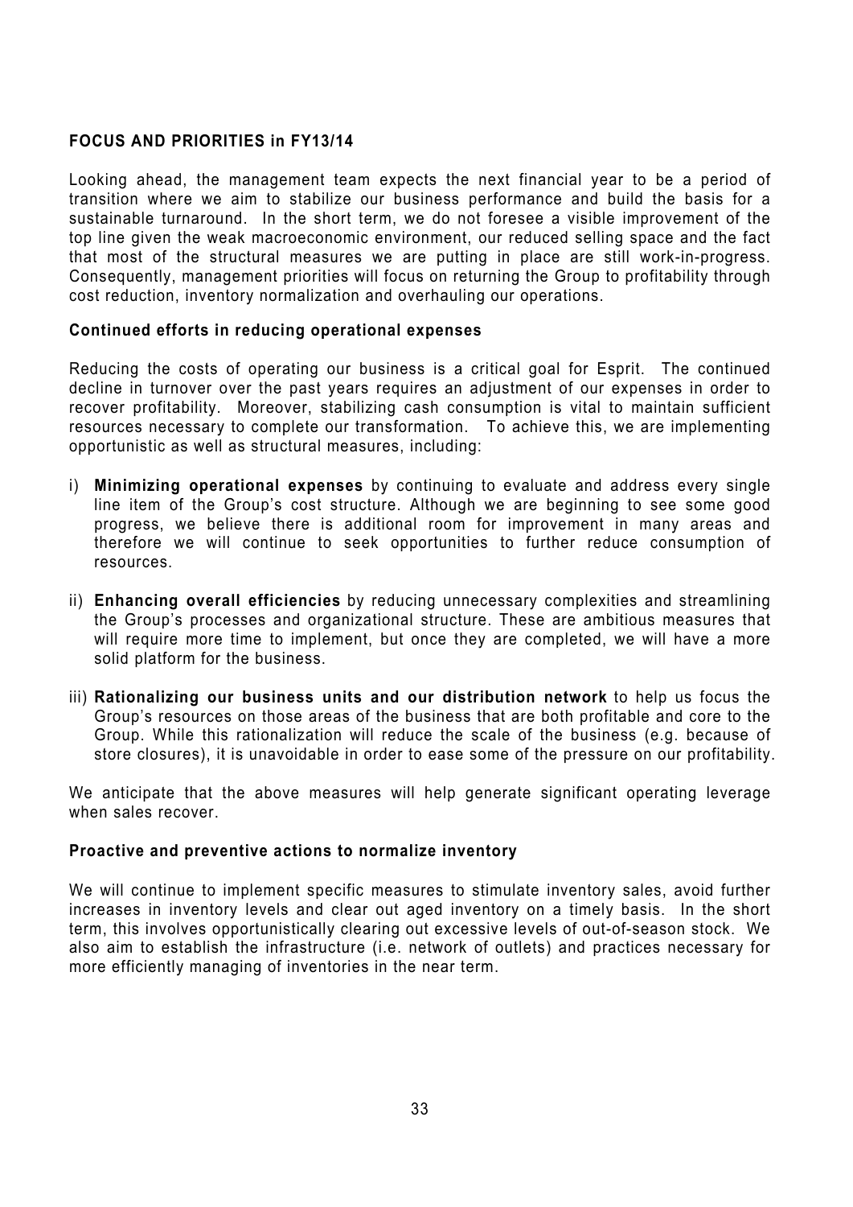## FOCUS AND PRIORITIES in FY13/14

Looking ahead, the management team expects the next financial year to be a period of transition where we aim to stabilize our business performance and build the basis for a sustainable turnaround. In the short term, we do not foresee a visible improvement of the top line given the weak macroeconomic environment, our reduced selling space and the fact that most of the structural measures we are putting in place are still work-in-progress. Consequently, management priorities will focus on returning the Group to profitability through cost reduction, inventory normalization and overhauling our operations.

### Continued efforts in reducing operational expenses

Reducing the costs of operating our business is a critical goal for Esprit. The continued decline in turnover over the past years requires an adjustment of our expenses in order to recover profitability. Moreover, stabilizing cash consumption is vital to maintain sufficient resources necessary to complete our transformation. To achieve this, we are implementing opportunistic as well as structural measures, including:

i) **Minimizing operational expenses** by continuing to evaluate and address every single line item of the Group's cost structure. Although we are beginning to see some good progress, we believe there is additional room for improvement in many areas and therefore we will continue to seek opportunities to further reduce consumption of resources.

ii) **Enhancing overall efficiencies** by reducing unnecessary complexities and streamlining the Group's processes and organizational structure. These are ambitious measures that will require more time to implement, but once they are completed, we will have a more solid platform for the business.

iii) **Rationalizing our business units and our distribution network** to help us focus the Group's resources on those areas of the business that are both profitable and core to the Group. While this rationalization will reduce the scale of the business (e.g. because of store closures), it is unavoidable in order to ease some of the pressure on our profitability.

We anticipate that the above measures will help generate significant operating leverage when sales recover.

### Proactive and preventive actions to normalize inventory

We will continue to implement specific measures to stimulate inventory sales, avoid further increases in inventory levels and clear out aged inventory on a timely basis. In the short term, this involves opportunistically clearing out excessive levels of out-of-season stock. We also aim to establish the infrastructure (i.e. network of outlets) and practices necessary for more efficiently managing of inventories in the near term.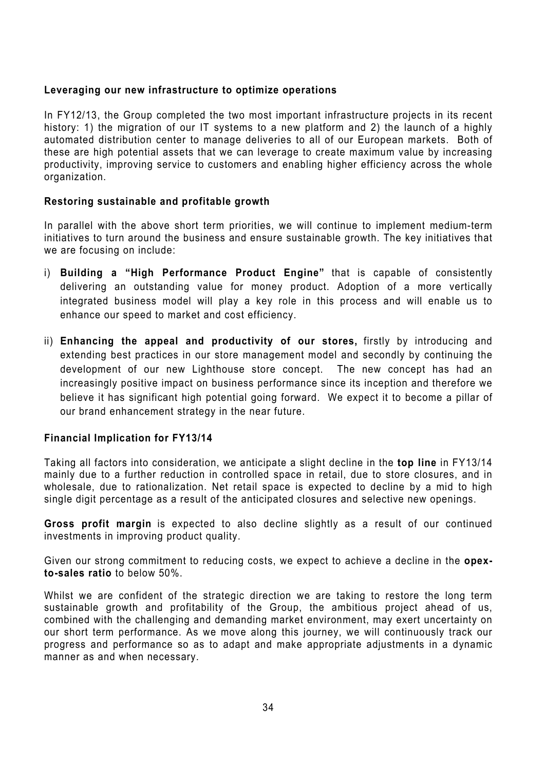**Leveraging our new infrastructure to optimize operations**

In FY12/13, the Group completed the two most important infrastructure projects in its recent history: 1) the migration of our IT systems to a new platform and 2) the launch of a highly automated distribution center to manage deliveries to all of our European markets. Both of these are high potential assets that we can leverage to create maximum value by increasing productivity, improving service to customers and enabling higher efficiency across the whole organization.

**Restoring sustainable and profitable growth**

In parallel with the above short term priorities, we will continue to implement medium-term initiatives to turn around the business and ensure sustainable growth. The key initiatives that we are focusing on include:

i) **Building a "High Performance Product Engine"** that is capable of consistently delivering an outstanding value for money product. Adoption of a more vertically integrated business model will play a key role in this process and will enable us to enhance our speed to market and cost efficiency.

ii) **Enhancing the appeal and productivity of our stores,** firstly by introducing and extending best practices in our store management model and secondly by continuing the development of our new Lighthouse store concept. The new concept has had an increasingly positive impact on business performance since its inception and therefore we believe it has significant high potential going forward. We expect it to become a pillar of our brand enhancement strategy in the near future.

**Financial Implication for FY13/14**

Taking all factors into consideration, we anticipate a slight decline in the **top line** in FY13/14 mainly due to a further reduction in controlled space in retail, due to store closures, and in wholesale, due to rationalization. Net retail space is expected to decline by a mid to high single digit percentage as a result of the anticipated closures and selective new openings.

**Gross profit margin** is expected to also decline slightly as a result of our continued investments in improving product quality.

Given our strong commitment to reducing costs, we expect to achieve a decline in the **opex-to-sales ratio** to below 50%.

Whilst we are confident of the strategic direction we are taking to restore the long term sustainable growth and profitability of the Group, the ambitious project ahead of us, combined with the challenging and demanding market environment, may exert uncertainty on our short term performance. As we move along this journey, we will continuously track our progress and performance so as to adapt and make appropriate adjustments in a dynamic manner as and when necessary.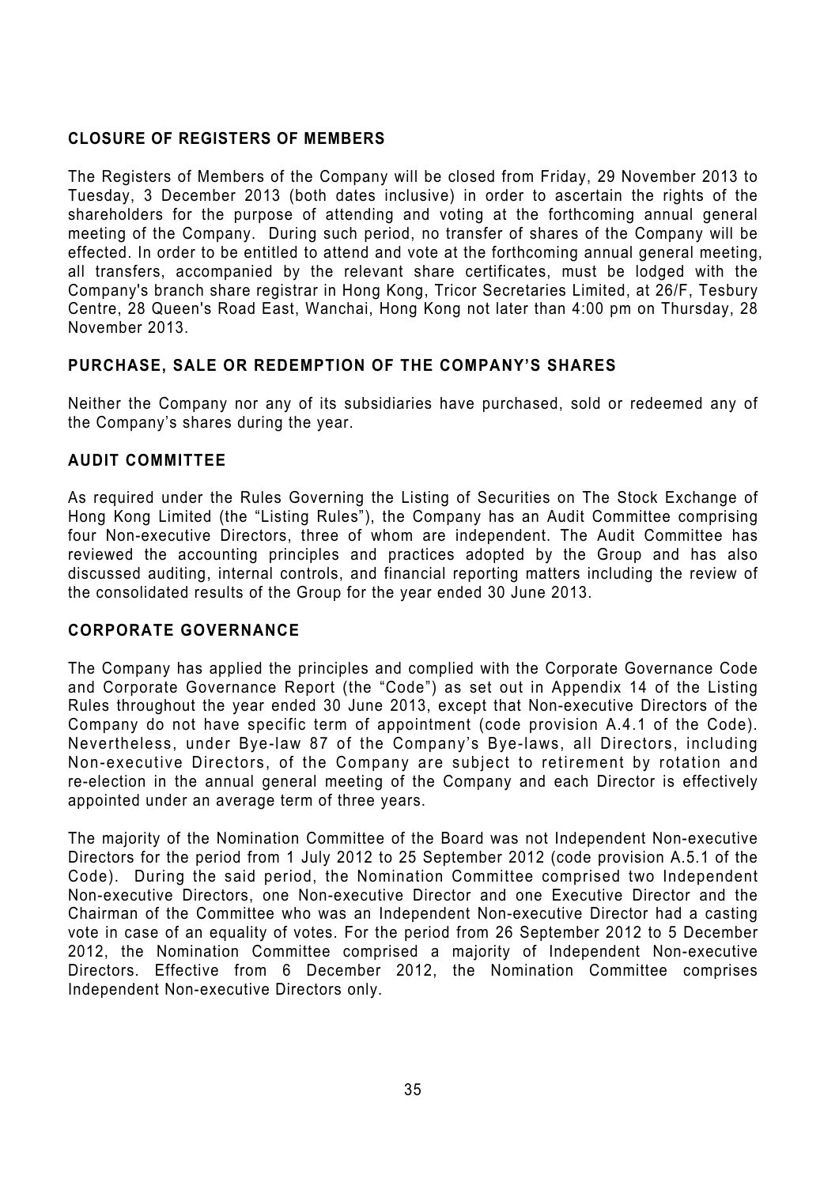## CLOSURE OF REGISTERS OF MEMBERS

The Registers of Members of the Company will be closed from Friday, 29 November 2013 to Tuesday, 3 December 2013 (both dates inclusive) in order to ascertain the rights of the shareholders for the purpose of attending and voting at the forthcoming annual general meeting of the Company. During such period, no transfer of shares of the Company will be effected. In order to be entitled to attend and vote at the forthcoming annual general meeting, all transfers, accompanied by the relevant share certificates, must be lodged with the Company's branch share registrar in Hong Kong, Tricor Secretaries Limited, at 26/F, Tesbury Centre, 28 Queen's Road East, Wanchai, Hong Kong not later than 4:00 pm on Thursday, 28 November 2013.

## PURCHASE, SALE OR REDEMPTION OF THE COMPANY'S SHARES

Neither the Company nor any of its subsidiaries have purchased, sold or redeemed any of the Company's shares during the year.

## AUDIT COMMITTEE

As required under the Rules Governing the Listing of Securities on The Stock Exchange of Hong Kong Limited (the "Listing Rules"), the Company has an Audit Committee comprising four Non-executive Directors, three of whom are independent. The Audit Committee has reviewed the accounting principles and practices adopted by the Group and has also discussed auditing, internal controls, and financial reporting matters including the review of the consolidated results of the Group for the year ended 30 June 2013.

## CORPORATE GOVERNANCE

The Company has applied the principles and complied with the Corporate Governance Code and Corporate Governance Report (the "Code") as set out in Appendix 14 of the Listing Rules throughout the year ended 30 June 2013, except that Non-executive Directors of the Company do not have specific term of appointment (code provision A.4.1 of the Code). Nevertheless, under Bye-law 87 of the Company's Bye-laws, all Directors, including Non-executive Directors, of the Company are subject to retirement by rotation and re-election in the annual general meeting of the Company and each Director is effectively appointed under an average term of three years.

The majority of the Nomination Committee of the Board was not Independent Non-executive Directors for the period from 1 July 2012 to 25 September 2012 (code provision A.5.1 of the Code). During the said period, the Nomination Committee comprised two Independent Non-executive Directors, one Non-executive Director and one Executive Director and the Chairman of the Committee who was an Independent Non-executive Director had a casting vote in case of an equality of votes. For the period from 26 September 2012 to 5 December 2012, the Nomination Committee comprised a majority of Independent Non-executive Directors. Effective from 6 December 2012, the Nomination Committee comprises Independent Non-executive Directors only.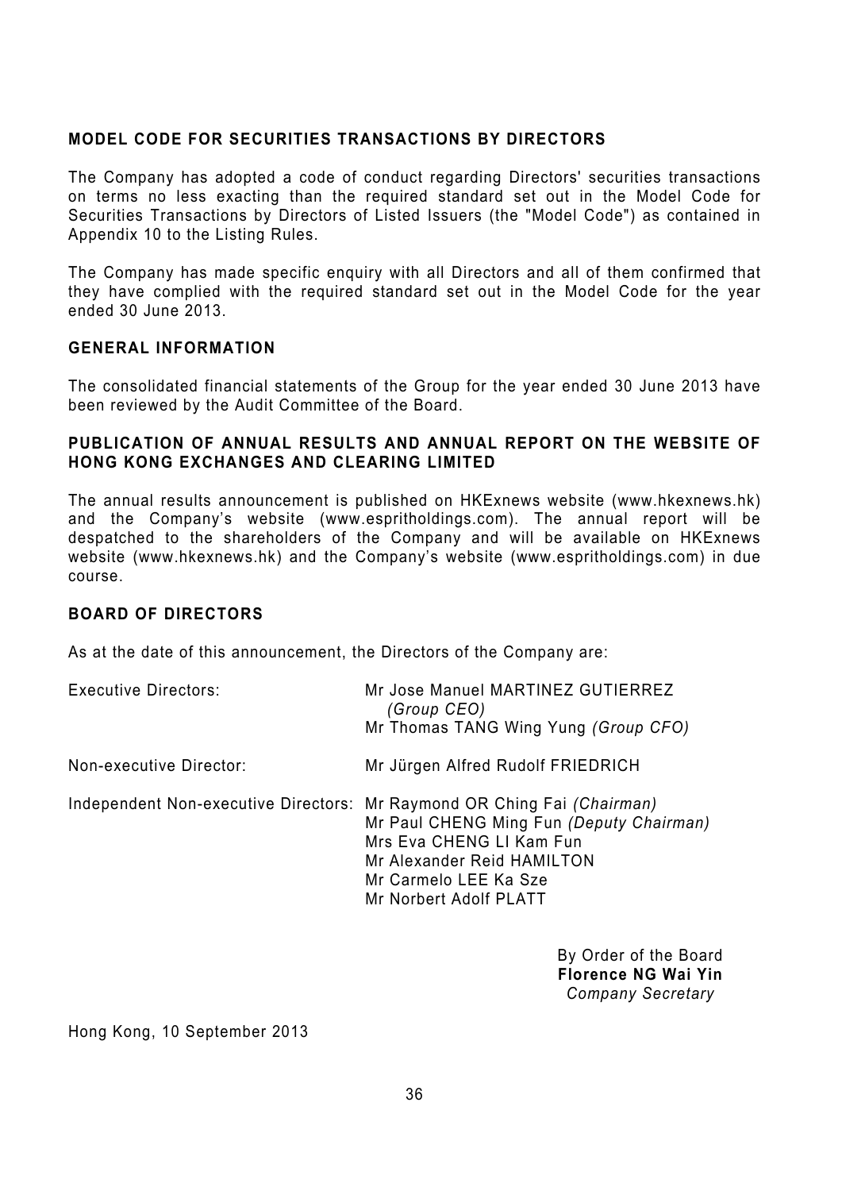## MODEL CODE FOR SECURITIES TRANSACTIONS BY DIRECTORS

The Company has adopted a code of conduct regarding Directors' securities transactions on terms no less exacting than the required standard set out in the Model Code for Securities Transactions by Directors of Listed Issuers (the "Model Code") as contained in Appendix 10 to the Listing Rules.

The Company has made specific enquiry with all Directors and all of them confirmed that they have complied with the required standard set out in the Model Code for the year ended 30 June 2013.

## GENERAL INFORMATION

The consolidated financial statements of the Group for the year ended 30 June 2013 have been reviewed by the Audit Committee of the Board.

## PUBLICATION OF ANNUAL RESULTS AND ANNUAL REPORT ON THE WEBSITE OF HONG KONG EXCHANGES AND CLEARING LIMITED

The annual results announcement is published on HKExnews website (www.hkexnews.hk) and the Company's website (www.espritholdings.com). The annual report will be despatched to the shareholders of the Company and will be available on HKExnews website (www.hkexnews.hk) and the Company's website (www.espritholdings.com) in due course.

## BOARD OF DIRECTORS

As at the date of this announcement, the Directors of the Company are:

| | |
|---|---|
| Executive Directors: | Mr Jose Manuel MARTINEZ GUTIERREZ *(Group CEO)*<br>Mr Thomas TANG Wing Yung *(Group CFO)* |
| Non-executive Director: | Mr Jürgen Alfred Rudolf FRIEDRICH |
| Independent Non-executive Directors: | Mr Raymond OR Ching Fai *(Chairman)*<br>Mr Paul CHENG Ming Fun *(Deputy Chairman)*<br>Mrs Eva CHENG LI Kam Fun<br>Mr Alexander Reid HAMILTON<br>Mr Carmelo LEE Ka Sze<br>Mr Norbert Adolf PLATT |

By Order of the Board
**Florence NG Wai Yin**
*Company Secretary*

Hong Kong, 10 September 2013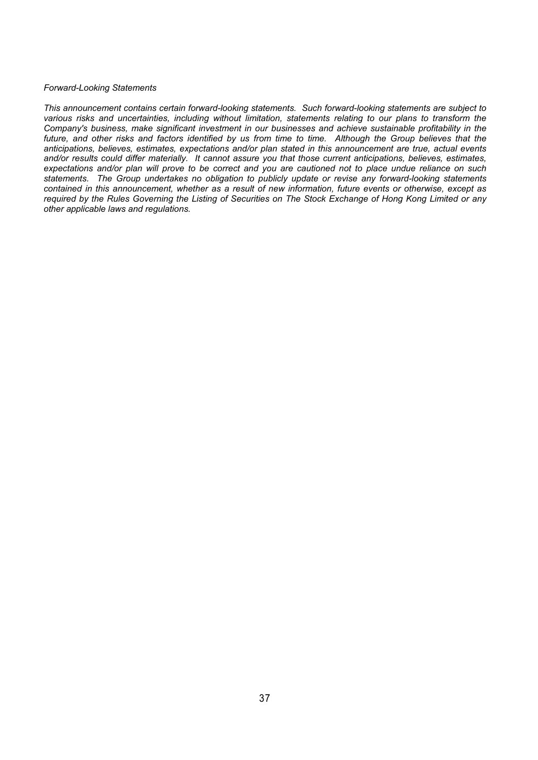*Forward-Looking Statements*

*This announcement contains certain forward-looking statements. Such forward-looking statements are subject to various risks and uncertainties, including without limitation, statements relating to our plans to transform the Company's business, make significant investment in our businesses and achieve sustainable profitability in the future, and other risks and factors identified by us from time to time. Although the Group believes that the anticipations, believes, estimates, expectations and/or plan stated in this announcement are true, actual events and/or results could differ materially. It cannot assure you that those current anticipations, believes, estimates, expectations and/or plan will prove to be correct and you are cautioned not to place undue reliance on such statements. The Group undertakes no obligation to publicly update or revise any forward-looking statements contained in this announcement, whether as a result of new information, future events or otherwise, except as required by the Rules Governing the Listing of Securities on The Stock Exchange of Hong Kong Limited or any other applicable laws and regulations.*